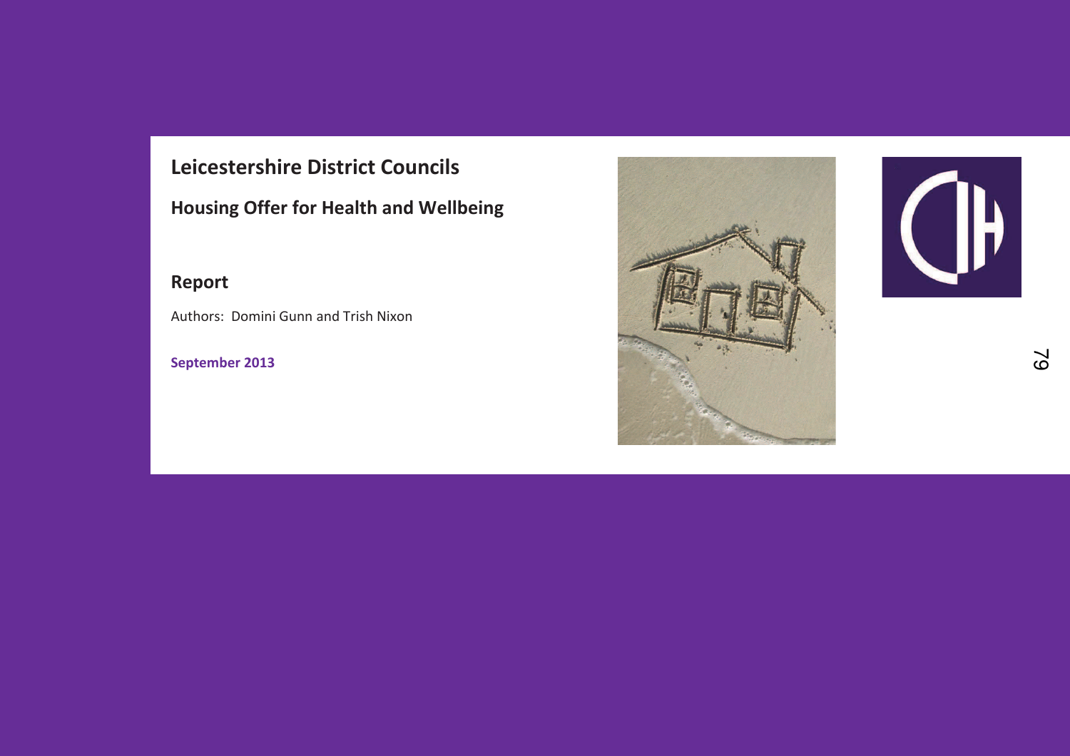# Leicestershire District Councils

## Housing Offer for Health and Wellbeing

## Report

Authors: Domini Gunn and Trish Nixon

**September 2013**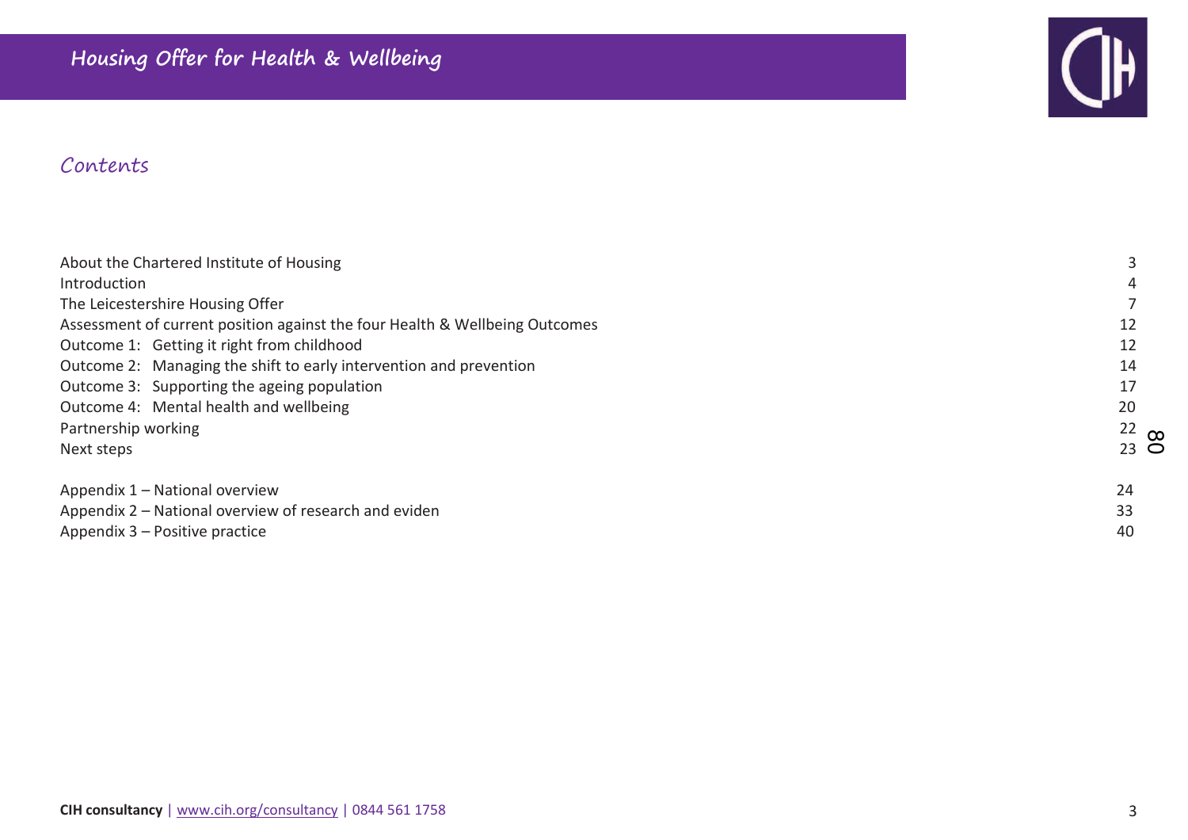## Contents

| | |
|---|---|
| About the Chartered Institute of Housing | 3 |
| Introduction | 4 |
| The Leicestershire Housing Offer | 7 |
| Assessment of current position against the four Health & Wellbeing Outcomes | 12 |
| Outcome 1: Getting it right from childhood | 12 |
| Outcome 2: Managing the shift to early intervention and prevention | 14 |
| Outcome 3: Supporting the ageing population | 17 |
| Outcome 4: Mental health and wellbeing | 20 |
| Partnership working | 22 |
| Next steps | 23 |
| Appendix 1 – National overview | 24 |
| Appendix 2 – National overview of research and eviden | 33 |
| Appendix 3 – Positive practice | 40 |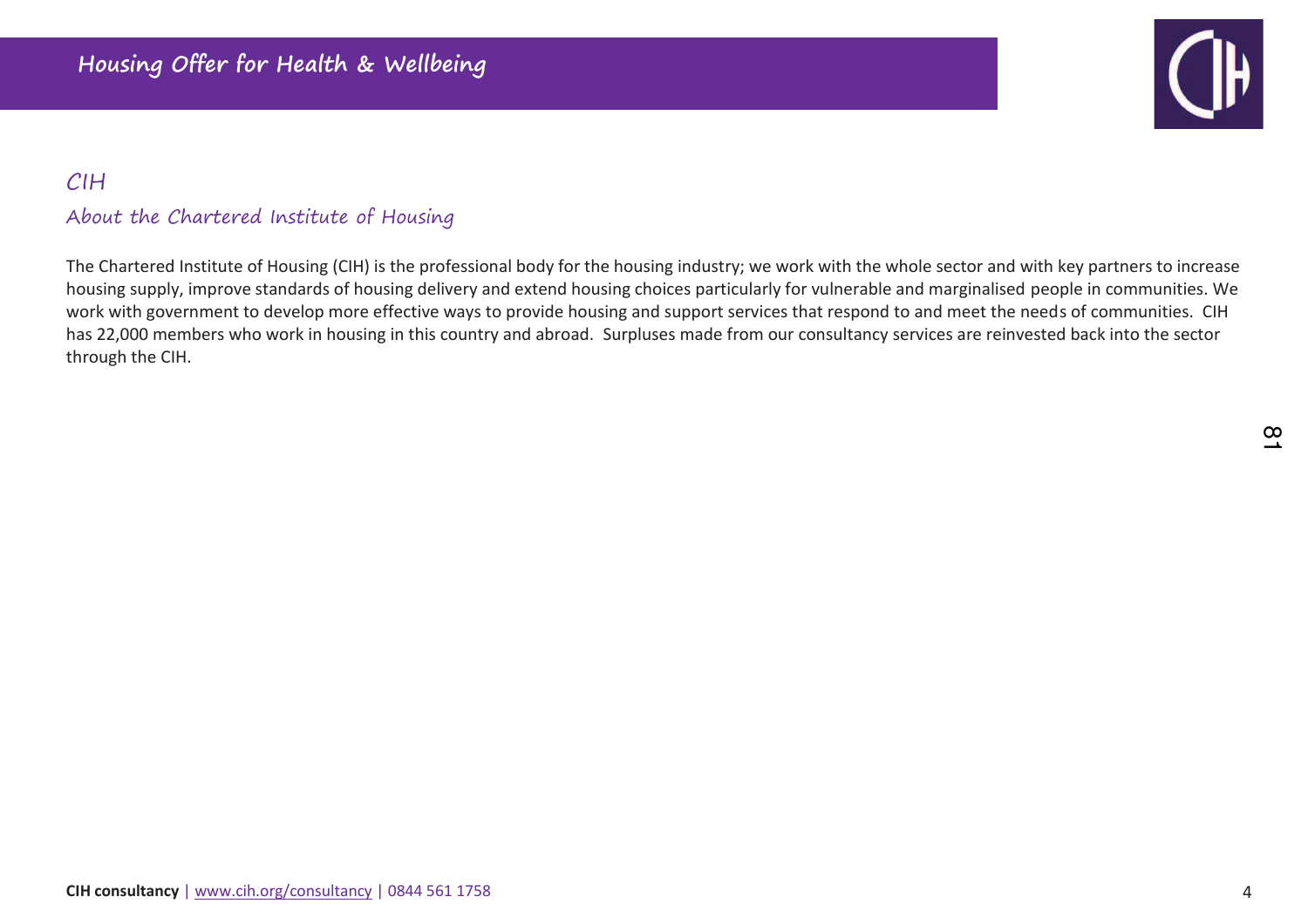## CIH

### About the Chartered Institute of Housing

The Chartered Institute of Housing (CIH) is the professional body for the housing industry; we work with the whole sector and with key partners to increase housing supply, improve standards of housing delivery and extend housing choices particularly for vulnerable and marginalised people in communities. We work with government to develop more effective ways to provide housing and support services that respond to and meet the needs of communities. CIH has 22,000 members who work in housing in this country and abroad. Surpluses made from our consultancy services are reinvested back into the sector through the CIH.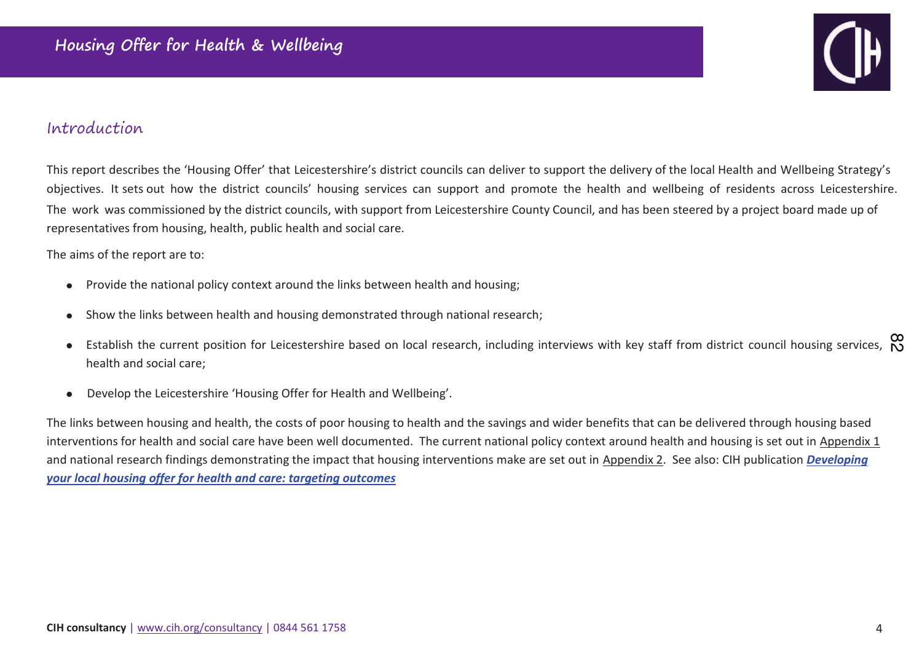## Introduction

This report describes the 'Housing Offer' that Leicestershire's district councils can deliver to support the delivery of the local Health and Wellbeing Strategy's objectives. It sets out how the district councils' housing services can support and promote the health and wellbeing of residents across Leicestershire. The work was commissioned by the district councils, with support from Leicestershire County Council, and has been steered by a project board made up of representatives from housing, health, public health and social care.

The aims of the report are to:

- Provide the national policy context around the links between health and housing;
- Show the links between health and housing demonstrated through national research;
- Establish the current position for Leicestershire based on local research, including interviews with key staff from district council housing services, health and social care;
- Develop the Leicestershire 'Housing Offer for Health and Wellbeing'.

The links between housing and health, the costs of poor housing to health and the savings and wider benefits that can be delivered through housing based interventions for health and social care have been well documented. The current national policy context around health and housing is set out in Appendix 1 and national research findings demonstrating the impact that housing interventions make are set out in Appendix 2. See also: CIH publication ***Developing your local housing offer for health and care: targeting outcomes***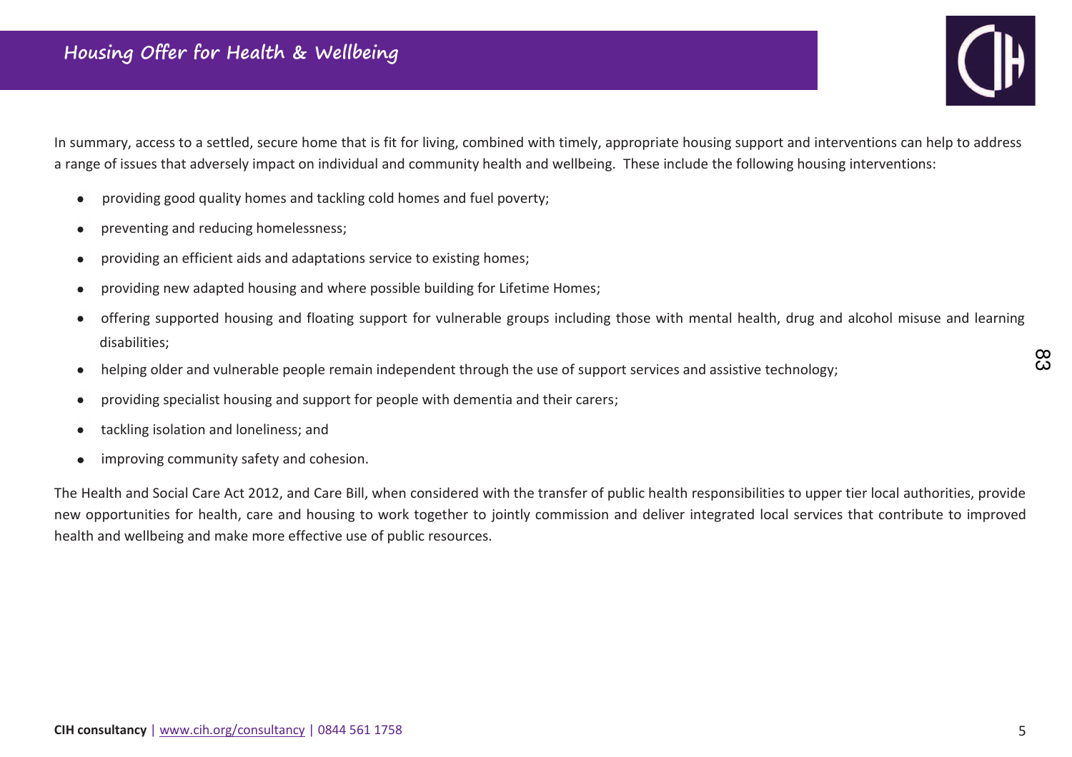In summary, access to a settled, secure home that is fit for living, combined with timely, appropriate housing support and interventions can help to address a range of issues that adversely impact on individual and community health and wellbeing. These include the following housing interventions:

- providing good quality homes and tackling cold homes and fuel poverty;
- preventing and reducing homelessness;
- providing an efficient aids and adaptations service to existing homes;
- providing new adapted housing and where possible building for Lifetime Homes;
- offering supported housing and floating support for vulnerable groups including those with mental health, drug and alcohol misuse and learning disabilities;
- helping older and vulnerable people remain independent through the use of support services and assistive technology;
- providing specialist housing and support for people with dementia and their carers;
- tackling isolation and loneliness; and
- improving community safety and cohesion.

The Health and Social Care Act 2012, and Care Bill, when considered with the transfer of public health responsibilities to upper tier local authorities, provide new opportunities for health, care and housing to work together to jointly commission and deliver integrated local services that contribute to improved health and wellbeing and make more effective use of public resources.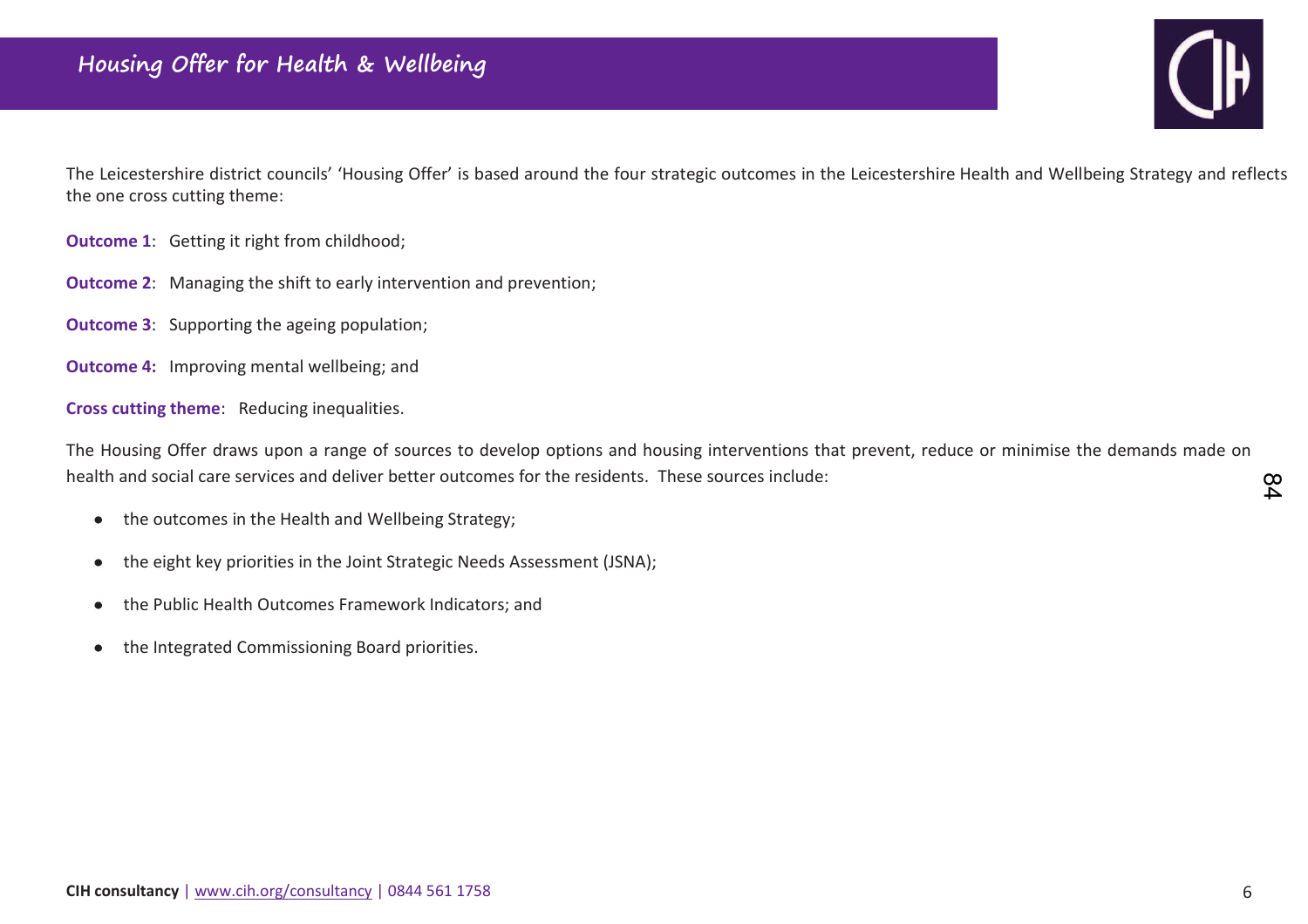The Leicestershire district councils' 'Housing Offer' is based around the four strategic outcomes in the Leicestershire Health and Wellbeing Strategy and reflects the one cross cutting theme:

**Outcome 1**: Getting it right from childhood;

**Outcome 2**: Managing the shift to early intervention and prevention;

**Outcome 3**: Supporting the ageing population;

**Outcome 4:** Improving mental wellbeing; and

**Cross cutting theme**: Reducing inequalities.

The Housing Offer draws upon a range of sources to develop options and housing interventions that prevent, reduce or minimise the demands made on health and social care services and deliver better outcomes for the residents. These sources include:

- the outcomes in the Health and Wellbeing Strategy;
- the eight key priorities in the Joint Strategic Needs Assessment (JSNA);
- the Public Health Outcomes Framework Indicators; and
- the Integrated Commissioning Board priorities.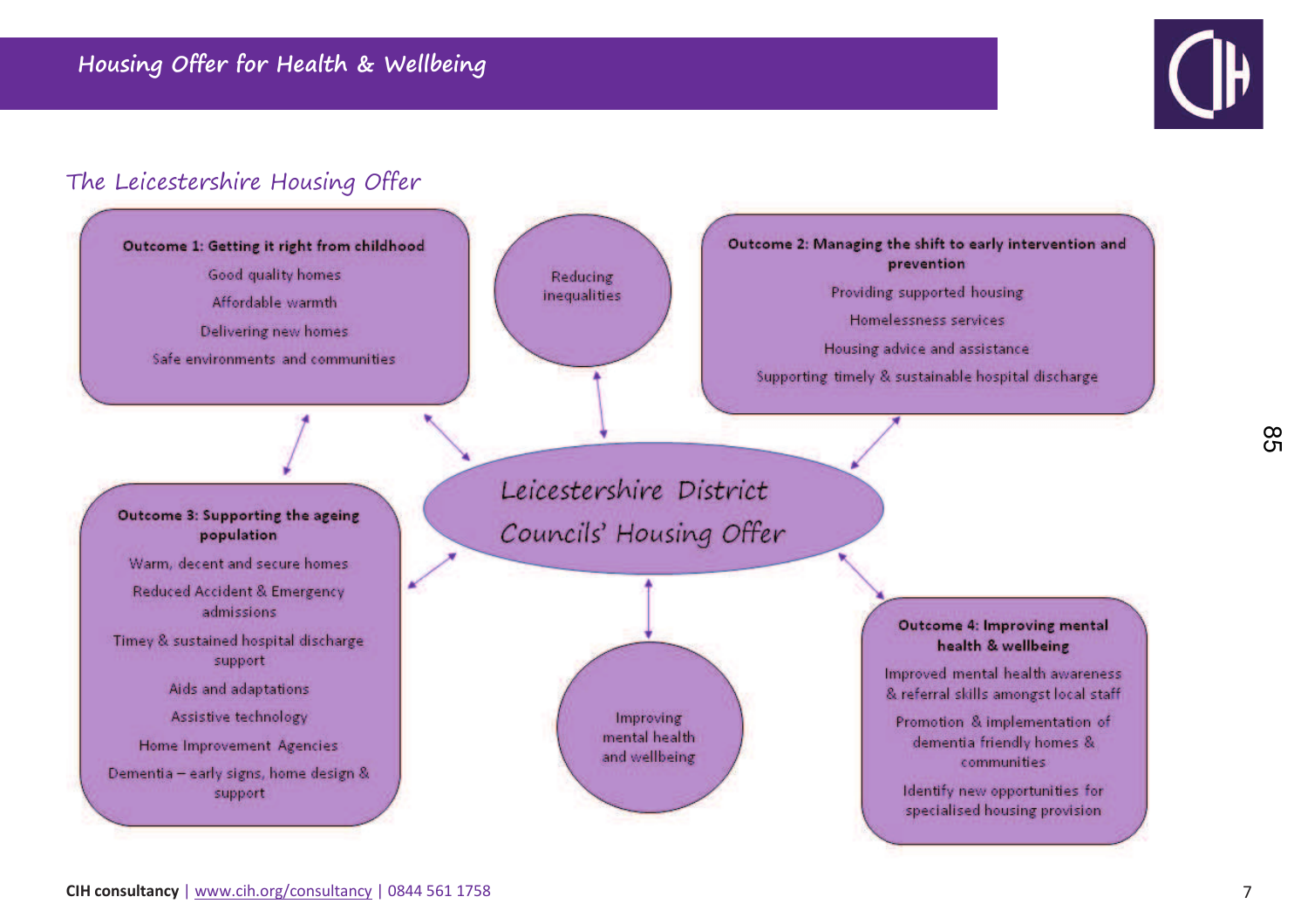## The Leicestershire Housing Offer

### Leicestershire District Councils' Housing Offer

**Outcome 1: Getting it right from childhood**

- Good quality homes
- Affordable warmth
- Delivering new homes
- Safe environments and communities

**Reducing inequalities**

**Outcome 2: Managing the shift to early intervention and prevention**

- Providing supported housing
- Homelessness services
- Housing advice and assistance
- Supporting timely & sustainable hospital discharge

**Outcome 3: Supporting the ageing population**

- Warm, decent and secure homes
- Reduced Accident & Emergency admissions
- Timey & sustained hospital discharge support
- Aids and adaptations
- Assistive technology
- Home Improvement Agencies
- Dementia – early signs, home design & support

**Improving mental health and wellbeing**

**Outcome 4: Improving mental health & wellbeing**

- Improved mental health awareness & referral skills amongst local staff
- Promotion & implementation of dementia friendly homes & communities
- Identify new opportunities for specialised housing provision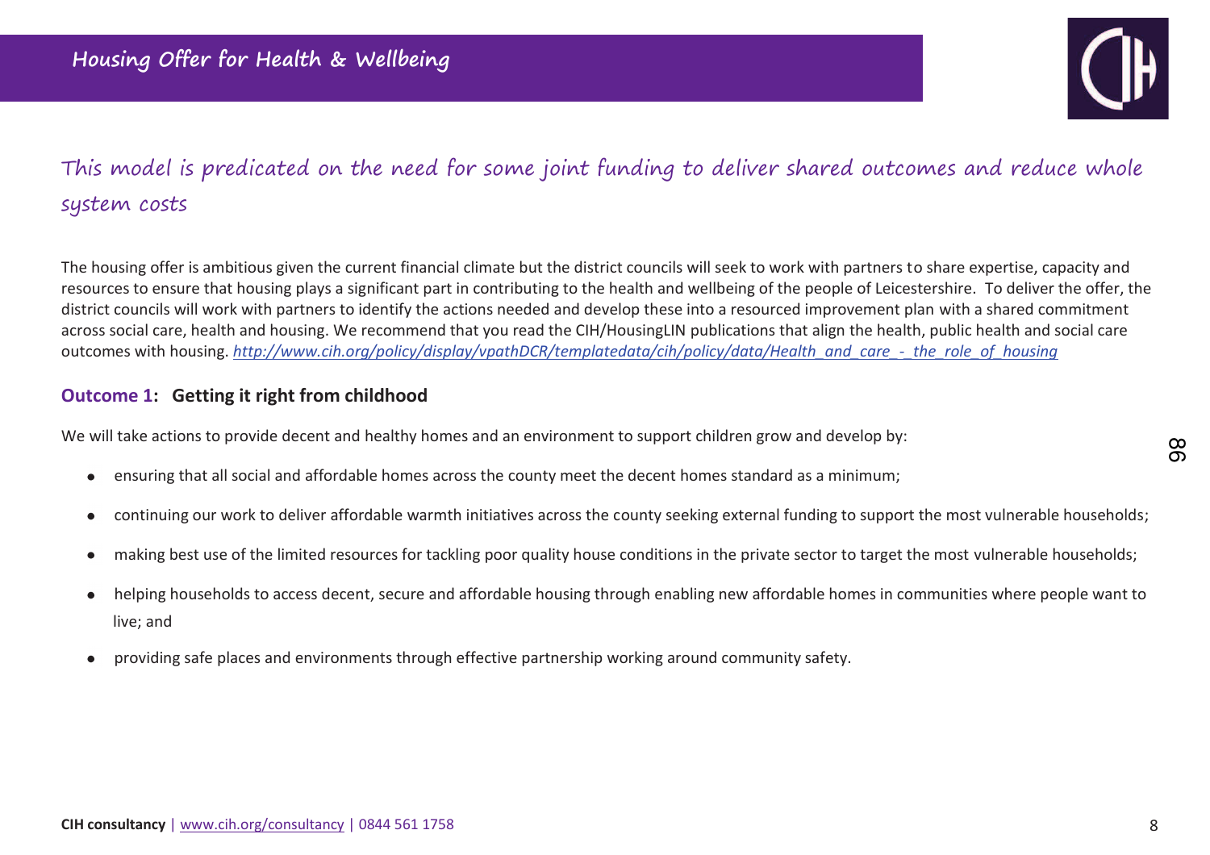## This model is predicated on the need for some joint funding to deliver shared outcomes and reduce whole system costs

The housing offer is ambitious given the current financial climate but the district councils will seek to work with partners to share expertise, capacity and resources to ensure that housing plays a significant part in contributing to the health and wellbeing of the people of Leicestershire. To deliver the offer, the district councils will work with partners to identify the actions needed and develop these into a resourced improvement plan with a shared commitment across social care, health and housing. We recommend that you read the CIH/HousingLIN publications that align the health, public health and social care outcomes with housing. *http://www.cih.org/policy/display/vpathDCR/templatedata/cih/policy/data/Health_and_care_-_the_role_of_housing*

### Outcome 1: Getting it right from childhood

We will take actions to provide decent and healthy homes and an environment to support children grow and develop by:

- ensuring that all social and affordable homes across the county meet the decent homes standard as a minimum;
- continuing our work to deliver affordable warmth initiatives across the county seeking external funding to support the most vulnerable households;
- making best use of the limited resources for tackling poor quality house conditions in the private sector to target the most vulnerable households;
- helping households to access decent, secure and affordable housing through enabling new affordable homes in communities where people want to live; and
- providing safe places and environments through effective partnership working around community safety.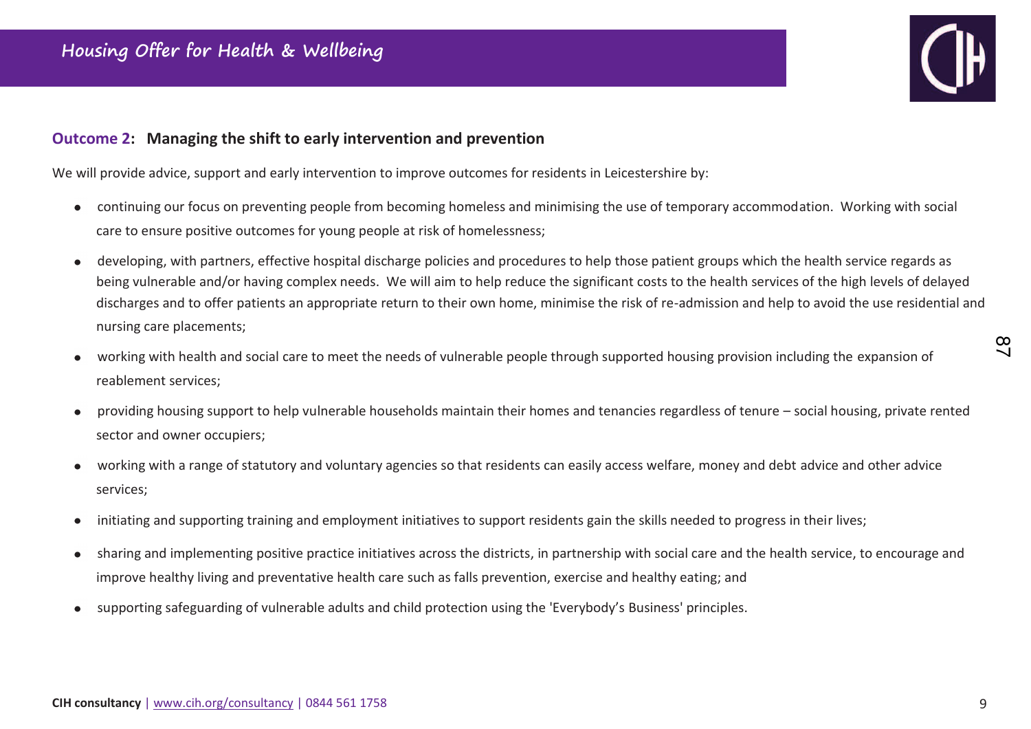**Outcome 2: Managing the shift to early intervention and prevention**

We will provide advice, support and early intervention to improve outcomes for residents in Leicestershire by:

- continuing our focus on preventing people from becoming homeless and minimising the use of temporary accommodation. Working with social care to ensure positive outcomes for young people at risk of homelessness;
- developing, with partners, effective hospital discharge policies and procedures to help those patient groups which the health service regards as being vulnerable and/or having complex needs. We will aim to help reduce the significant costs to the health services of the high levels of delayed discharges and to offer patients an appropriate return to their own home, minimise the risk of re-admission and help to avoid the use residential and nursing care placements;
- working with health and social care to meet the needs of vulnerable people through supported housing provision including the expansion of reablement services;
- providing housing support to help vulnerable households maintain their homes and tenancies regardless of tenure – social housing, private rented sector and owner occupiers;
- working with a range of statutory and voluntary agencies so that residents can easily access welfare, money and debt advice and other advice services;
- initiating and supporting training and employment initiatives to support residents gain the skills needed to progress in their lives;
- sharing and implementing positive practice initiatives across the districts, in partnership with social care and the health service, to encourage and improve healthy living and preventative health care such as falls prevention, exercise and healthy eating; and
- supporting safeguarding of vulnerable adults and child protection using the 'Everybody's Business' principles.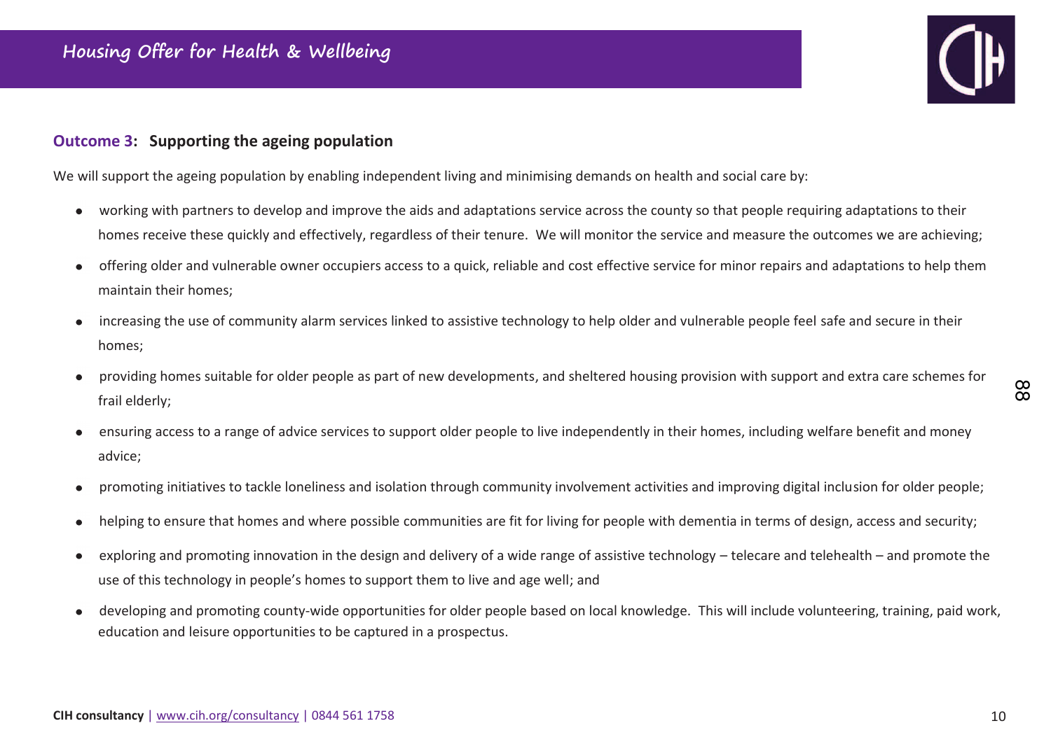### Outcome 3: Supporting the ageing population

We will support the ageing population by enabling independent living and minimising demands on health and social care by:

- working with partners to develop and improve the aids and adaptations service across the county so that people requiring adaptations to their homes receive these quickly and effectively, regardless of their tenure. We will monitor the service and measure the outcomes we are achieving;
- offering older and vulnerable owner occupiers access to a quick, reliable and cost effective service for minor repairs and adaptations to help them maintain their homes;
- increasing the use of community alarm services linked to assistive technology to help older and vulnerable people feel safe and secure in their homes;
- providing homes suitable for older people as part of new developments, and sheltered housing provision with support and extra care schemes for frail elderly;
- ensuring access to a range of advice services to support older people to live independently in their homes, including welfare benefit and money advice;
- promoting initiatives to tackle loneliness and isolation through community involvement activities and improving digital inclusion for older people;
- helping to ensure that homes and where possible communities are fit for living for people with dementia in terms of design, access and security;
- exploring and promoting innovation in the design and delivery of a wide range of assistive technology – telecare and telehealth – and promote the use of this technology in people's homes to support them to live and age well; and
- developing and promoting county-wide opportunities for older people based on local knowledge. This will include volunteering, training, paid work, education and leisure opportunities to be captured in a prospectus.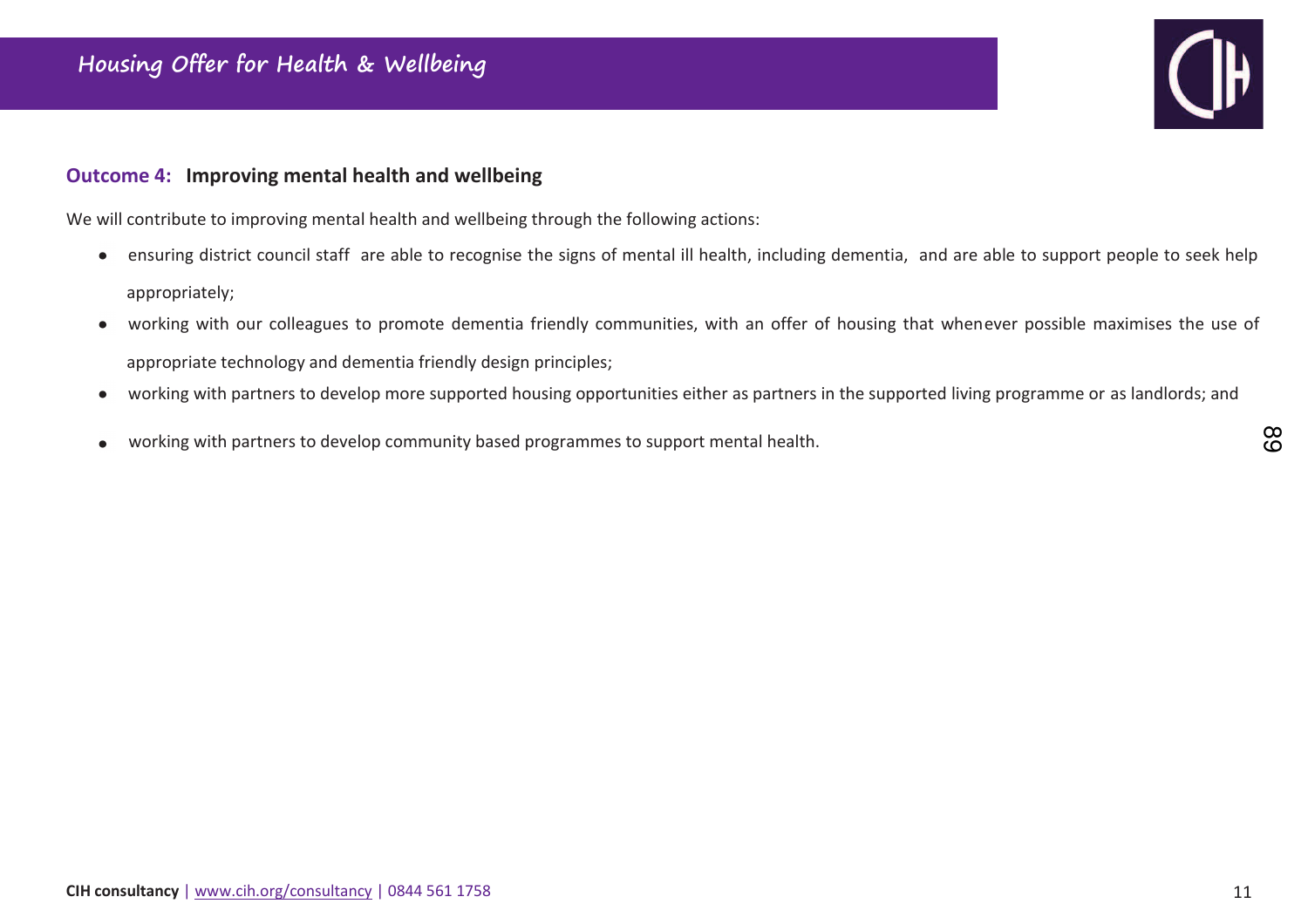### Outcome 4: Improving mental health and wellbeing

We will contribute to improving mental health and wellbeing through the following actions:

- ensuring district council staff are able to recognise the signs of mental ill health, including dementia, and are able to support people to seek help appropriately;
- working with our colleagues to promote dementia friendly communities, with an offer of housing that whenever possible maximises the use of appropriate technology and dementia friendly design principles;
- working with partners to develop more supported housing opportunities either as partners in the supported living programme or as landlords; and
- working with partners to develop community based programmes to support mental health.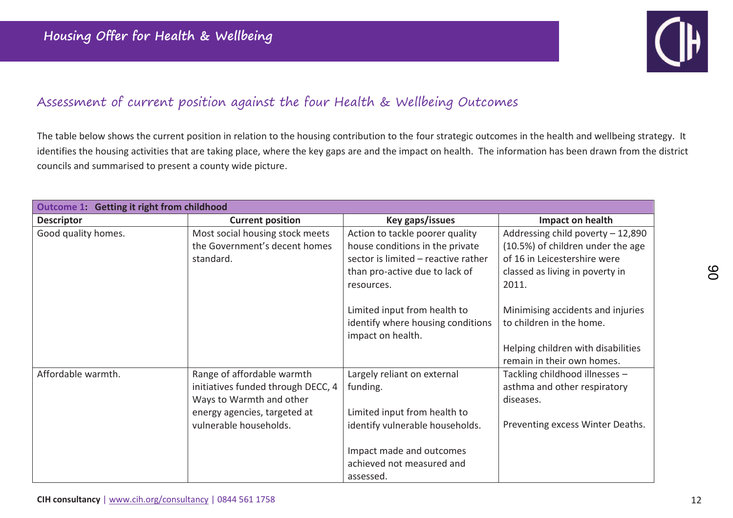## Assessment of current position against the four Health & Wellbeing Outcomes

The table below shows the current position in relation to the housing contribution to the four strategic outcomes in the health and wellbeing strategy. It identifies the housing activities that are taking place, where the key gaps are and the impact on health. The information has been drawn from the district councils and summarised to present a county wide picture.

| **Outcome 1: Getting it right from childhood** | | | |
|---|---|---|---|
| **Descriptor** | **Current position** | **Key gaps/issues** | **Impact on health** |
| Good quality homes. | Most social housing stock meets the Government's decent homes standard. | Action to tackle poorer quality house conditions in the private sector is limited – reactive rather than pro-active due to lack of resources.<br><br>Limited input from health to identify where housing conditions impact on health. | Addressing child poverty – 12,890 (10.5%) of children under the age of 16 in Leicestershire were classed as living in poverty in 2011.<br><br>Minimising accidents and injuries to children in the home.<br><br>Helping children with disabilities remain in their own homes. |
| Affordable warmth. | Range of affordable warmth initiatives funded through DECC, 4 Ways to Warmth and other energy agencies, targeted at vulnerable households. | Largely reliant on external funding.<br><br>Limited input from health to identify vulnerable households.<br><br>Impact made and outcomes achieved not measured and assessed. | Tackling childhood illnesses – asthma and other respiratory diseases.<br><br>Preventing excess Winter Deaths. |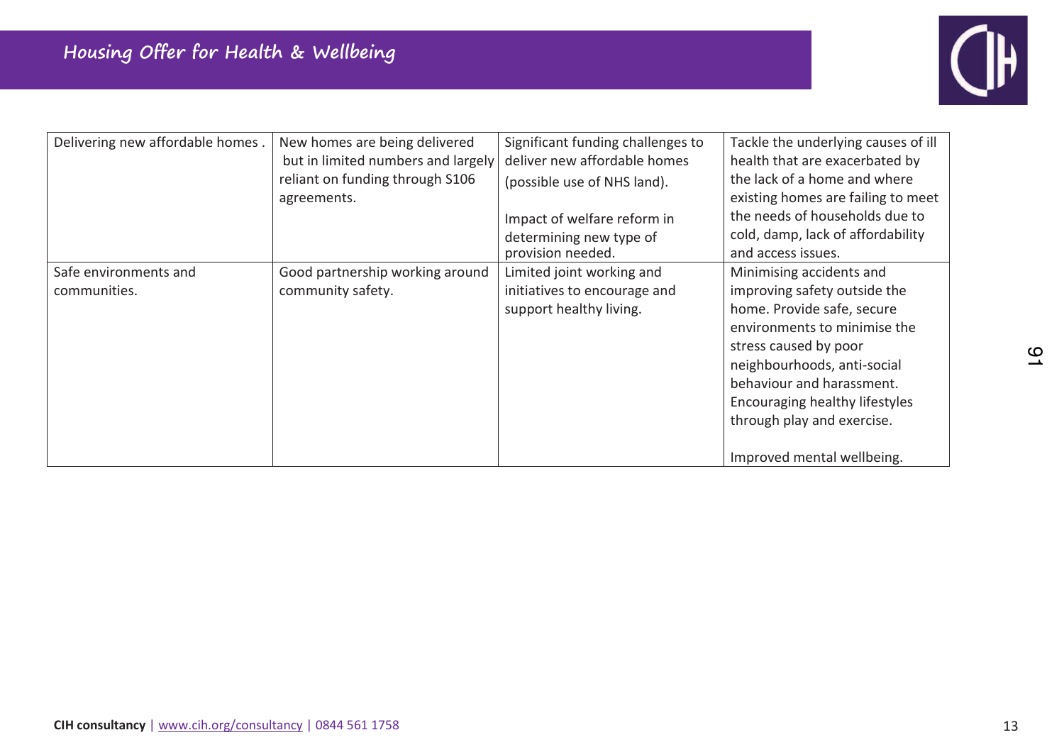| | | | |
|---|---|---|---|
| Delivering new affordable homes . | New homes are being delivered but in limited numbers and largely reliant on funding through S106 agreements. | Significant funding challenges to deliver new affordable homes (possible use of NHS land).<br><br>Impact of welfare reform in determining new type of provision needed. | Tackle the underlying causes of ill health that are exacerbated by the lack of a home and where existing homes are failing to meet the needs of households due to cold, damp, lack of affordability and access issues. |
| Safe environments and communities. | Good partnership working around community safety. | Limited joint working and initiatives to encourage and support healthy living. | Minimising accidents and improving safety outside the home. Provide safe, secure environments to minimise the stress caused by poor neighbourhoods, anti-social behaviour and harassment. Encouraging healthy lifestyles through play and exercise.<br><br>Improved mental wellbeing. |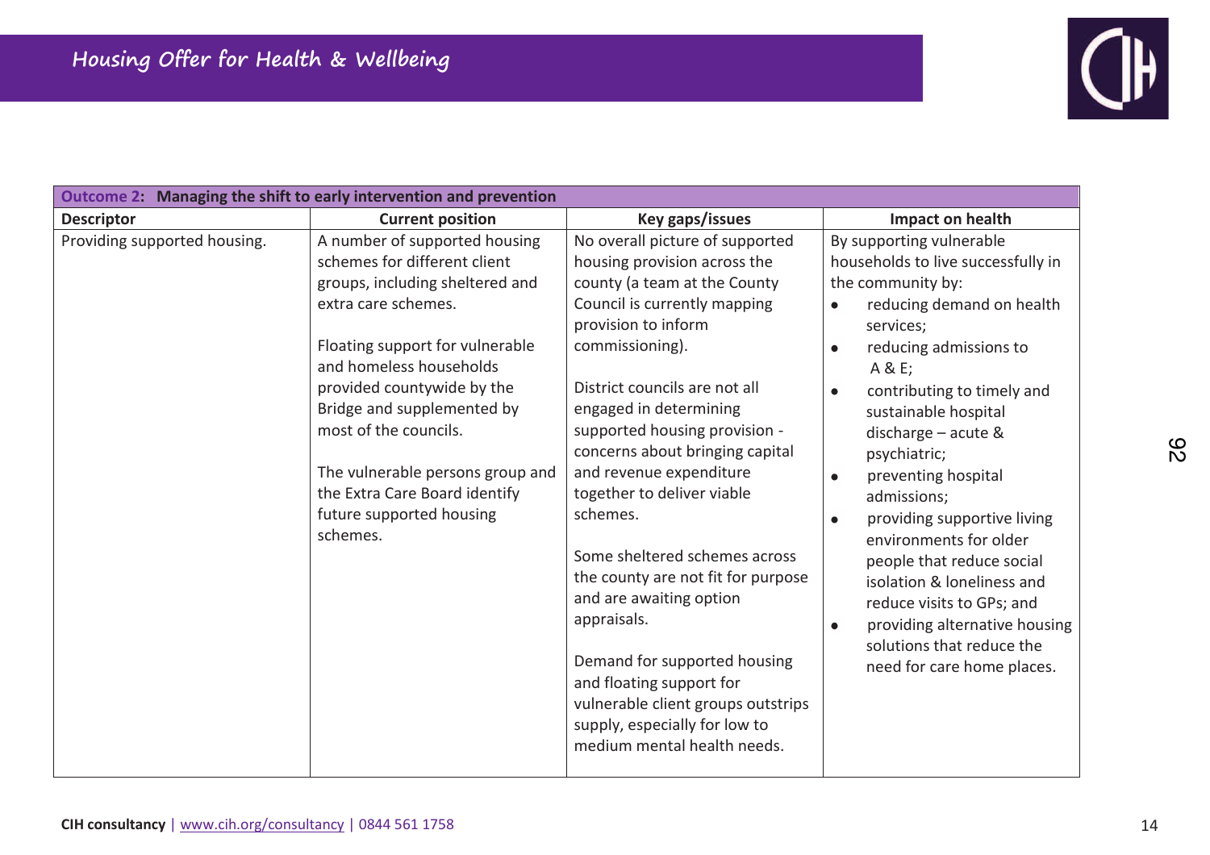| **Outcome 2: Managing the shift to early intervention and prevention** | | | |
|---|---|---|---|
| **Descriptor** | **Current position** | **Key gaps/issues** | **Impact on health** |
| Providing supported housing. | A number of supported housing schemes for different client groups, including sheltered and extra care schemes.<br><br>Floating support for vulnerable and homeless households provided countywide by the Bridge and supplemented by most of the councils.<br><br>The vulnerable persons group and the Extra Care Board identify future supported housing schemes. | No overall picture of supported housing provision across the county (a team at the County Council is currently mapping provision to inform commissioning).<br><br>District councils are not all engaged in determining supported housing provision - concerns about bringing capital and revenue expenditure together to deliver viable schemes.<br><br>Some sheltered schemes across the county are not fit for purpose and are awaiting option appraisals.<br><br>Demand for supported housing and floating support for vulnerable client groups outstrips supply, especially for low to medium mental health needs. | By supporting vulnerable households to live successfully in the community by:<br>• reducing demand on health services;<br>• reducing admissions to A & E;<br>• contributing to timely and sustainable hospital discharge – acute & psychiatric;<br>• preventing hospital admissions;<br>• providing supportive living environments for older people that reduce social isolation & loneliness and reduce visits to GPs; and<br>• providing alternative housing solutions that reduce the need for care home places. |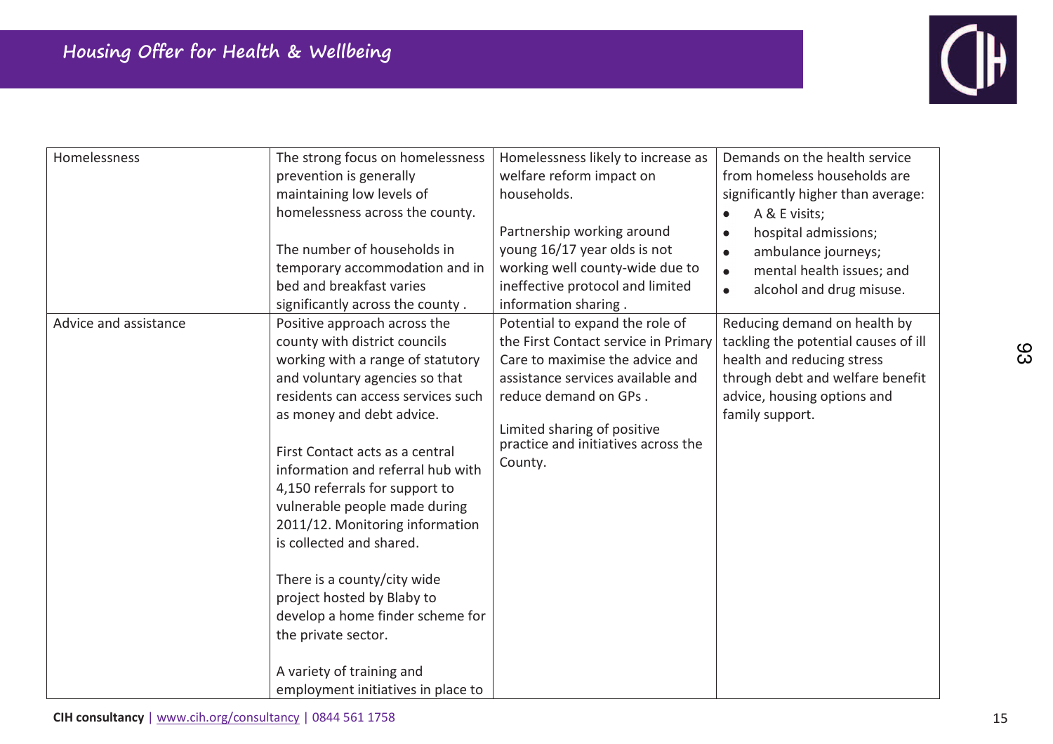| | | | |
|---|---|---|---|
| Homelessness | The strong focus on homelessness prevention is generally maintaining low levels of homelessness across the county.<br><br>The number of households in temporary accommodation and in bed and breakfast varies significantly across the county . | Homelessness likely to increase as welfare reform impact on households.<br><br>Partnership working around young 16/17 year olds is not working well county-wide due to ineffective protocol and limited information sharing . | Demands on the health service from homeless households are significantly higher than average:<br>• A & E visits;<br>• hospital admissions;<br>• ambulance journeys;<br>• mental health issues; and<br>• alcohol and drug misuse. |
| Advice and assistance | Positive approach across the county with district councils working with a range of statutory and voluntary agencies so that residents can access services such as money and debt advice.<br><br>First Contact acts as a central information and referral hub with 4,150 referrals for support to vulnerable people made during 2011/12. Monitoring information is collected and shared.<br><br>There is a county/city wide project hosted by Blaby to develop a home finder scheme for the private sector.<br><br>A variety of training and employment initiatives in place to | Potential to expand the role of the First Contact service in Primary Care to maximise the advice and assistance services available and reduce demand on GPs .<br><br>Limited sharing of positive practice and initiatives across the County. | Reducing demand on health by tackling the potential causes of ill health and reducing stress through debt and welfare benefit advice, housing options and family support. |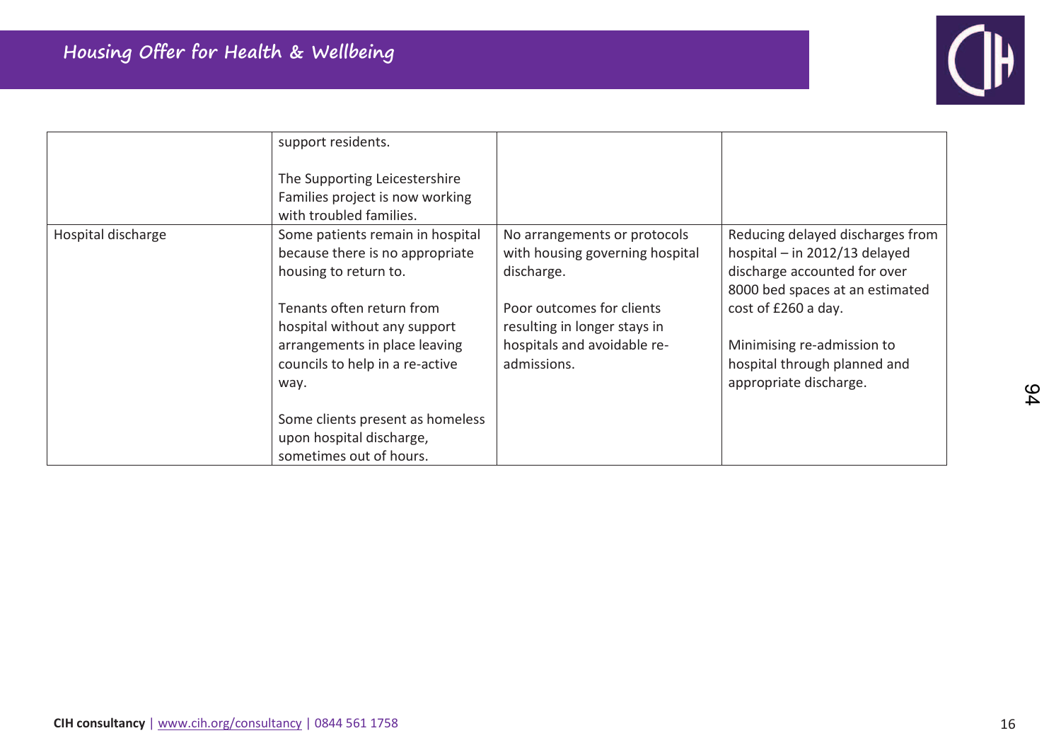| | | | |
|---|---|---|---|
| | support residents.<br><br>The Supporting Leicestershire Families project is now working with troubled families. | | |
| Hospital discharge | Some patients remain in hospital because there is no appropriate housing to return to.<br><br>Tenants often return from hospital without any support arrangements in place leaving councils to help in a re-active way.<br><br>Some clients present as homeless upon hospital discharge, sometimes out of hours. | No arrangements or protocols with housing governing hospital discharge.<br><br>Poor outcomes for clients resulting in longer stays in hospitals and avoidable re-admissions. | Reducing delayed discharges from hospital – in 2012/13 delayed discharge accounted for over 8000 bed spaces at an estimated cost of £260 a day.<br><br>Minimising re-admission to hospital through planned and appropriate discharge. |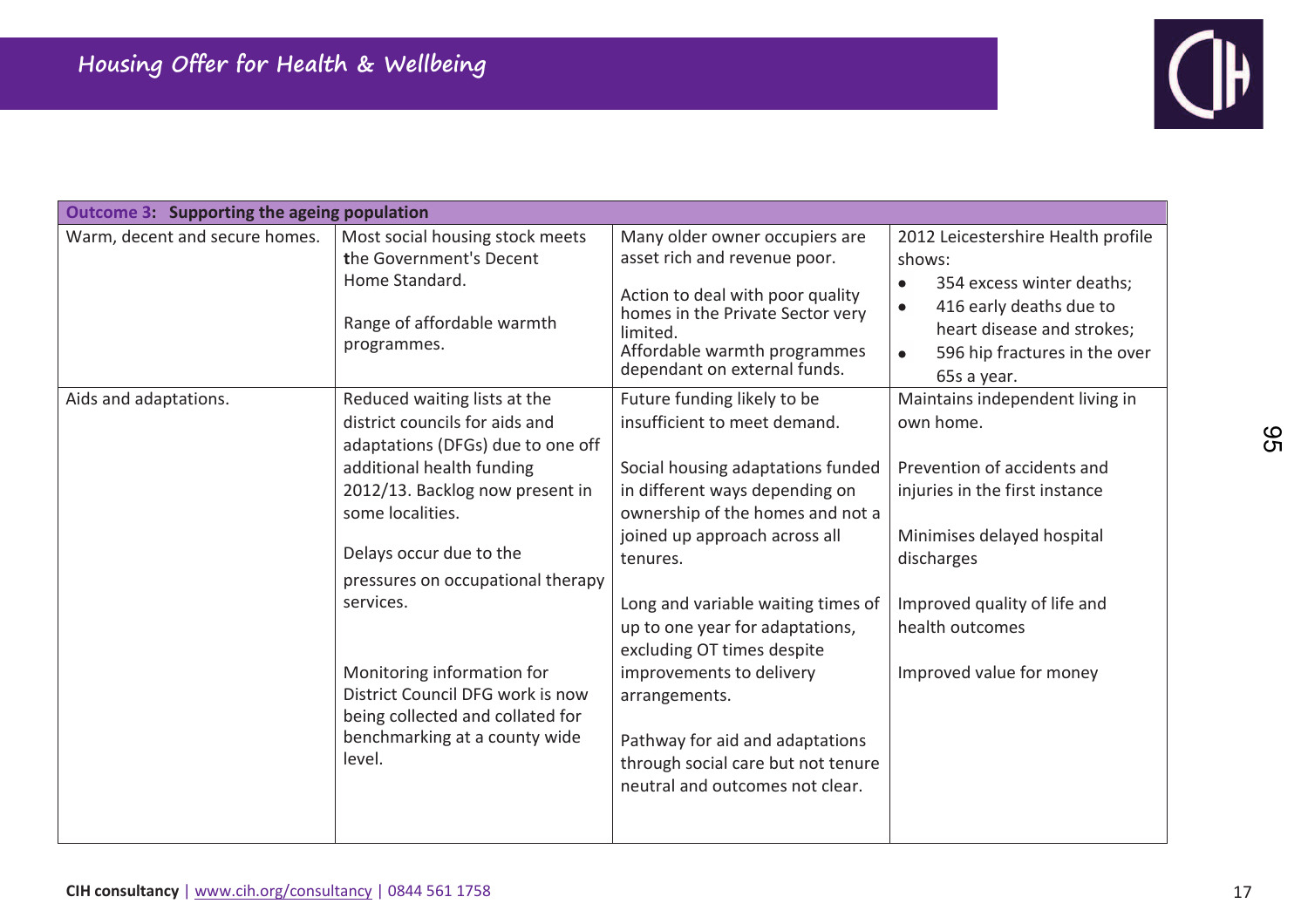| **Outcome 3: Supporting the ageing population** | | | |
|---|---|---|---|
| Warm, decent and secure homes. | Most social housing stock meets the Government's Decent Home Standard.<br><br>Range of affordable warmth programmes. | Many older owner occupiers are asset rich and revenue poor.<br><br>Action to deal with poor quality homes in the Private Sector very limited.<br>Affordable warmth programmes dependant on external funds. | 2012 Leicestershire Health profile shows:<br>• 354 excess winter deaths;<br>• 416 early deaths due to heart disease and strokes;<br>• 596 hip fractures in the over 65s a year. |
| Aids and adaptations. | Reduced waiting lists at the district councils for aids and adaptations (DFGs) due to one off additional health funding 2012/13. Backlog now present in some localities.<br><br>Delays occur due to the pressures on occupational therapy services.<br><br>Monitoring information for District Council DFG work is now being collected and collated for benchmarking at a county wide level. | Future funding likely to be insufficient to meet demand.<br><br>Social housing adaptations funded in different ways depending on ownership of the homes and not a joined up approach across all tenures.<br><br>Long and variable waiting times of up to one year for adaptations, excluding OT times despite improvements to delivery arrangements.<br><br>Pathway for aid and adaptations through social care but not tenure neutral and outcomes not clear. | Maintains independent living in own home.<br><br>Prevention of accidents and injuries in the first instance<br><br>Minimises delayed hospital discharges<br><br>Improved quality of life and health outcomes<br><br>Improved value for money |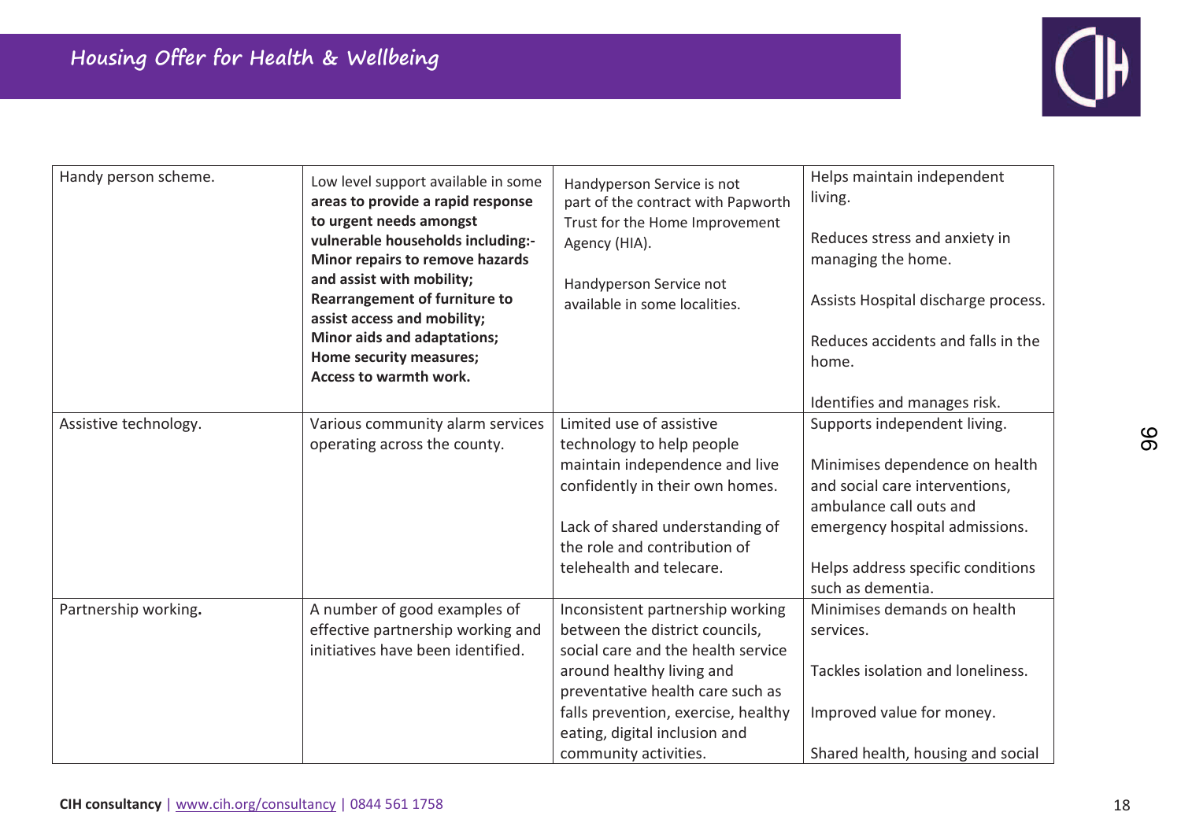| | | | |
|---|---|---|---|
| Handy person scheme. | Low level support available in some **areas to provide a rapid response to urgent needs amongst vulnerable households including:- Minor repairs to remove hazards and assist with mobility; Rearrangement of furniture to assist access and mobility; Minor aids and adaptations; Home security measures; Access to warmth work.** | Handyperson Service is not part of the contract with Papworth Trust for the Home Improvement Agency (HIA).<br><br>Handyperson Service not available in some localities. | Helps maintain independent living.<br><br>Reduces stress and anxiety in managing the home.<br><br>Assists Hospital discharge process.<br><br>Reduces accidents and falls in the home.<br><br>Identifies and manages risk. |
| Assistive technology. | Various community alarm services operating across the county. | Limited use of assistive technology to help people maintain independence and live confidently in their own homes.<br><br>Lack of shared understanding of the role and contribution of telehealth and telecare. | Supports independent living.<br><br>Minimises dependence on health and social care interventions, ambulance call outs and emergency hospital admissions.<br><br>Helps address specific conditions such as dementia. |
| Partnership working**.** | A number of good examples of effective partnership working and initiatives have been identified. | Inconsistent partnership working between the district councils, social care and the health service around healthy living and preventative health care such as falls prevention, exercise, healthy eating, digital inclusion and community activities. | Minimises demands on health services.<br><br>Tackles isolation and loneliness.<br><br>Improved value for money.<br><br>Shared health, housing and social |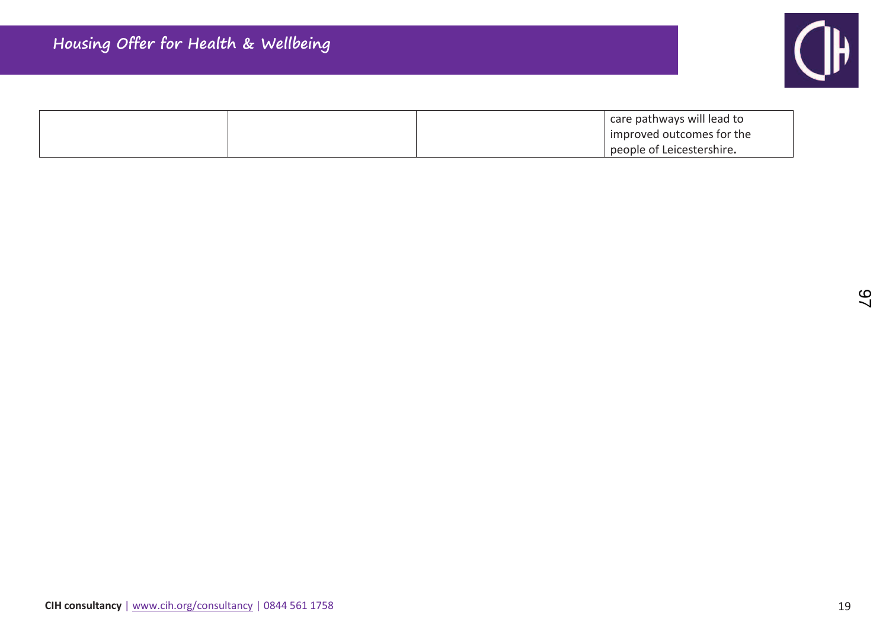| | | | |
|---|---|---|---|
| | | | care pathways will lead to improved outcomes for the people of Leicestershire**.** |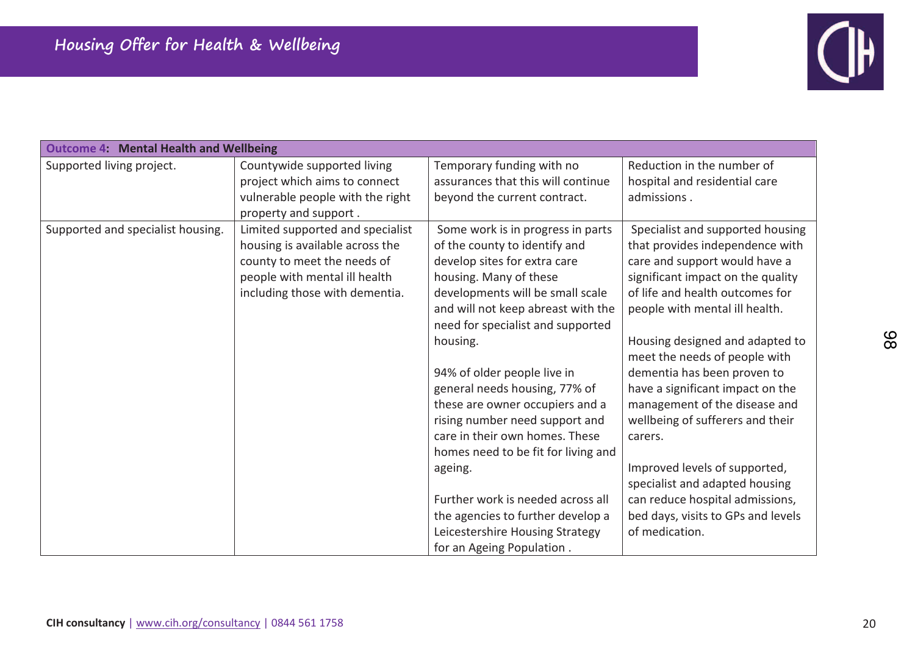| **Outcome 4: Mental Health and Wellbeing** | | | |
|---|---|---|---|
| Supported living project. | Countywide supported living project which aims to connect vulnerable people with the right property and support . | Temporary funding with no assurances that this will continue beyond the current contract. | Reduction in the number of hospital and residential care admissions . |
| Supported and specialist housing. | Limited supported and specialist housing is available across the county to meet the needs of people with mental ill health including those with dementia. | Some work is in progress in parts of the county to identify and develop sites for extra care housing. Many of these developments will be small scale and will not keep abreast with the need for specialist and supported housing.<br><br>94% of older people live in general needs housing, 77% of these are owner occupiers and a rising number need support and care in their own homes. These homes need to be fit for living and ageing.<br><br>Further work is needed across all the agencies to further develop a Leicestershire Housing Strategy for an Ageing Population . | Specialist and supported housing that provides independence with care and support would have a significant impact on the quality of life and health outcomes for people with mental ill health.<br><br>Housing designed and adapted to meet the needs of people with dementia has been proven to have a significant impact on the management of the disease and wellbeing of sufferers and their carers.<br><br>Improved levels of supported, specialist and adapted housing can reduce hospital admissions, bed days, visits to GPs and levels of medication. |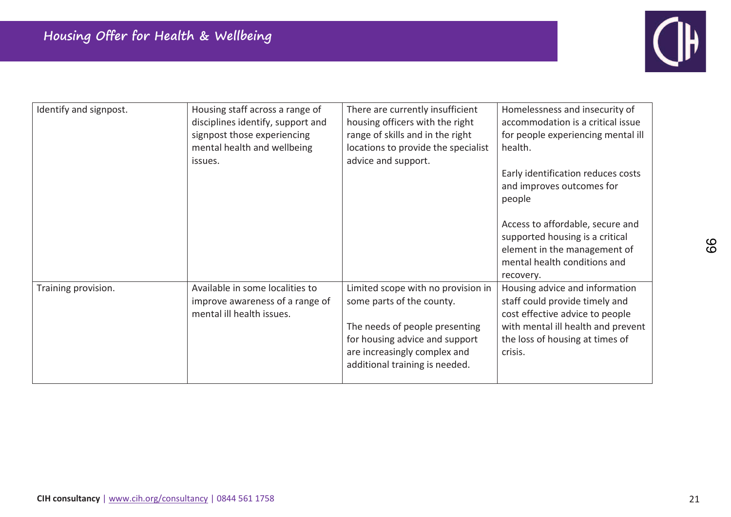| | | | |
|---|---|---|---|
| Identify and signpost. | Housing staff across a range of disciplines identify, support and signpost those experiencing mental health and wellbeing issues. | There are currently insufficient housing officers with the right range of skills and in the right locations to provide the specialist advice and support. | Homelessness and insecurity of accommodation is a critical issue for people experiencing mental ill health.<br><br>Early identification reduces costs and improves outcomes for people<br><br>Access to affordable, secure and supported housing is a critical element in the management of mental health conditions and recovery. |
| Training provision. | Available in some localities to improve awareness of a range of mental ill health issues. | Limited scope with no provision in some parts of the county.<br><br>The needs of people presenting for housing advice and support are increasingly complex and additional training is needed. | Housing advice and information staff could provide timely and cost effective advice to people with mental ill health and prevent the loss of housing at times of crisis. |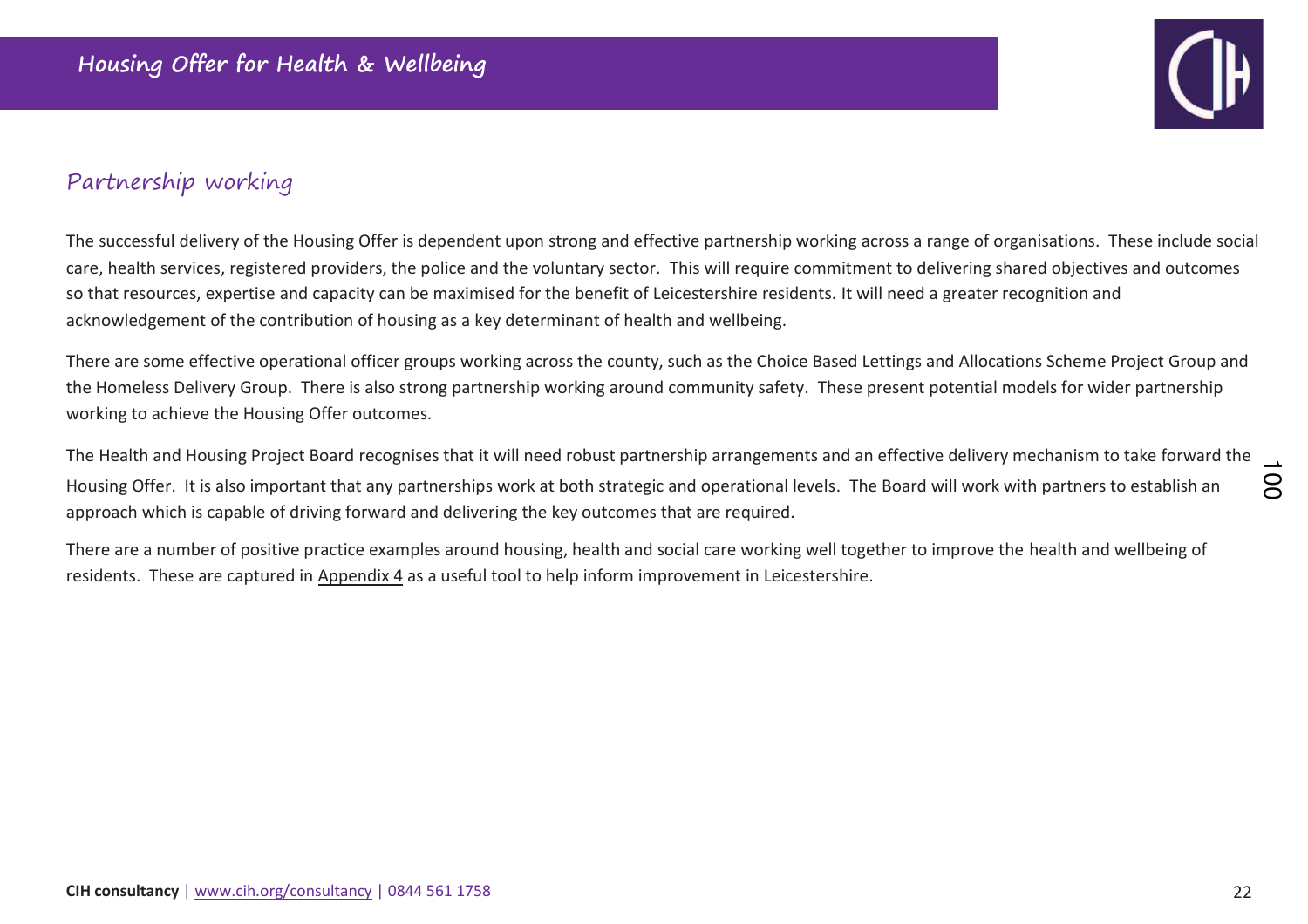## Partnership working

The successful delivery of the Housing Offer is dependent upon strong and effective partnership working across a range of organisations. These include social care, health services, registered providers, the police and the voluntary sector. This will require commitment to delivering shared objectives and outcomes so that resources, expertise and capacity can be maximised for the benefit of Leicestershire residents. It will need a greater recognition and acknowledgement of the contribution of housing as a key determinant of health and wellbeing.

There are some effective operational officer groups working across the county, such as the Choice Based Lettings and Allocations Scheme Project Group and the Homeless Delivery Group. There is also strong partnership working around community safety. These present potential models for wider partnership working to achieve the Housing Offer outcomes.

The Health and Housing Project Board recognises that it will need robust partnership arrangements and an effective delivery mechanism to take forward the Housing Offer. It is also important that any partnerships work at both strategic and operational levels. The Board will work with partners to establish an approach which is capable of driving forward and delivering the key outcomes that are required.

There are a number of positive practice examples around housing, health and social care working well together to improve the health and wellbeing of residents. These are captured in Appendix 4 as a useful tool to help inform improvement in Leicestershire.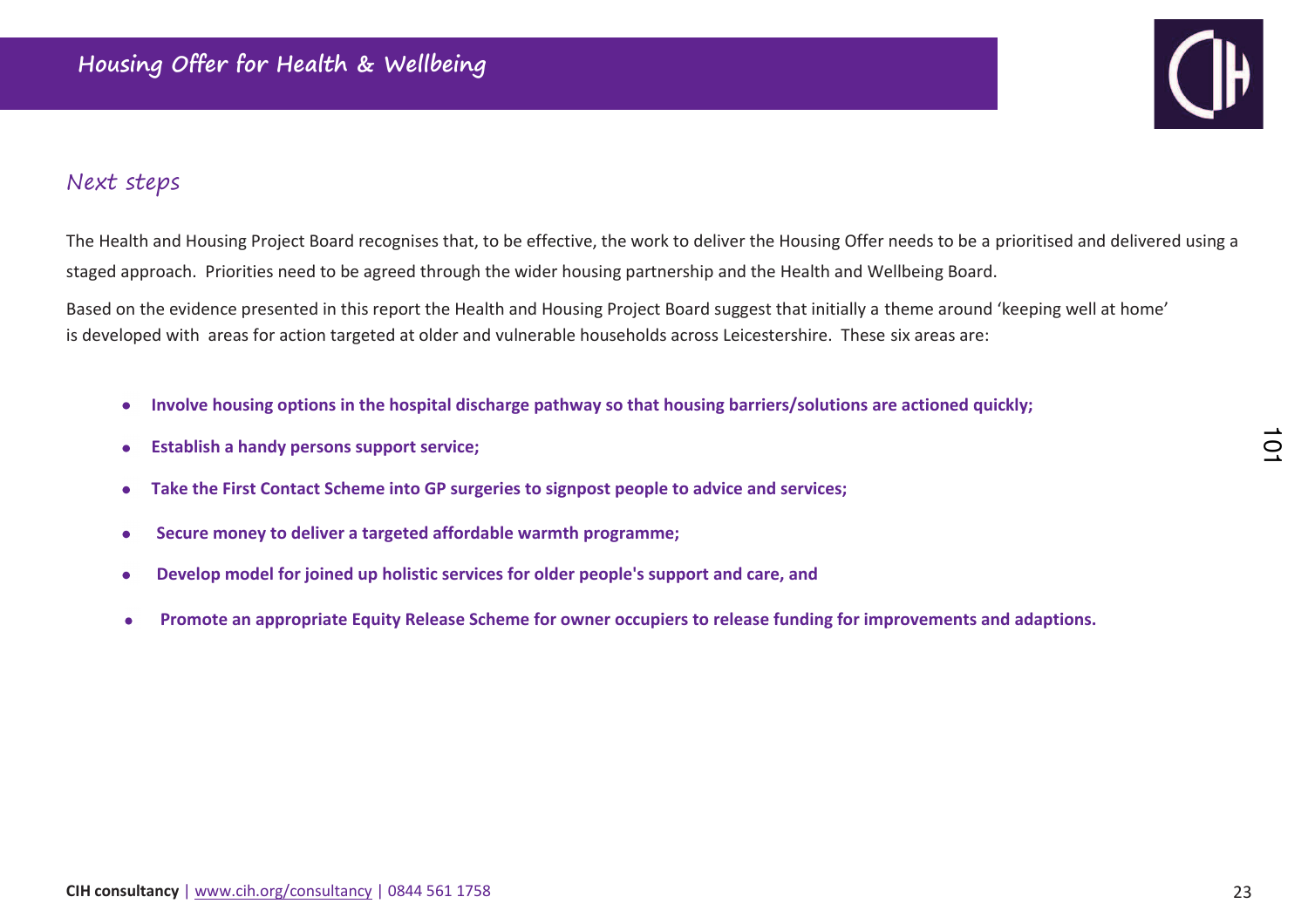## Next steps

The Health and Housing Project Board recognises that, to be effective, the work to deliver the Housing Offer needs to be a prioritised and delivered using a staged approach. Priorities need to be agreed through the wider housing partnership and the Health and Wellbeing Board.

Based on the evidence presented in this report the Health and Housing Project Board suggest that initially a theme around 'keeping well at home' is developed with areas for action targeted at older and vulnerable households across Leicestershire. These six areas are:

- **Involve housing options in the hospital discharge pathway so that housing barriers/solutions are actioned quickly;**
- **Establish a handy persons support service;**
- **Take the First Contact Scheme into GP surgeries to signpost people to advice and services;**
- **Secure money to deliver a targeted affordable warmth programme;**
- **Develop model for joined up holistic services for older people's support and care, and**
- **Promote an appropriate Equity Release Scheme for owner occupiers to release funding for improvements and adaptions.**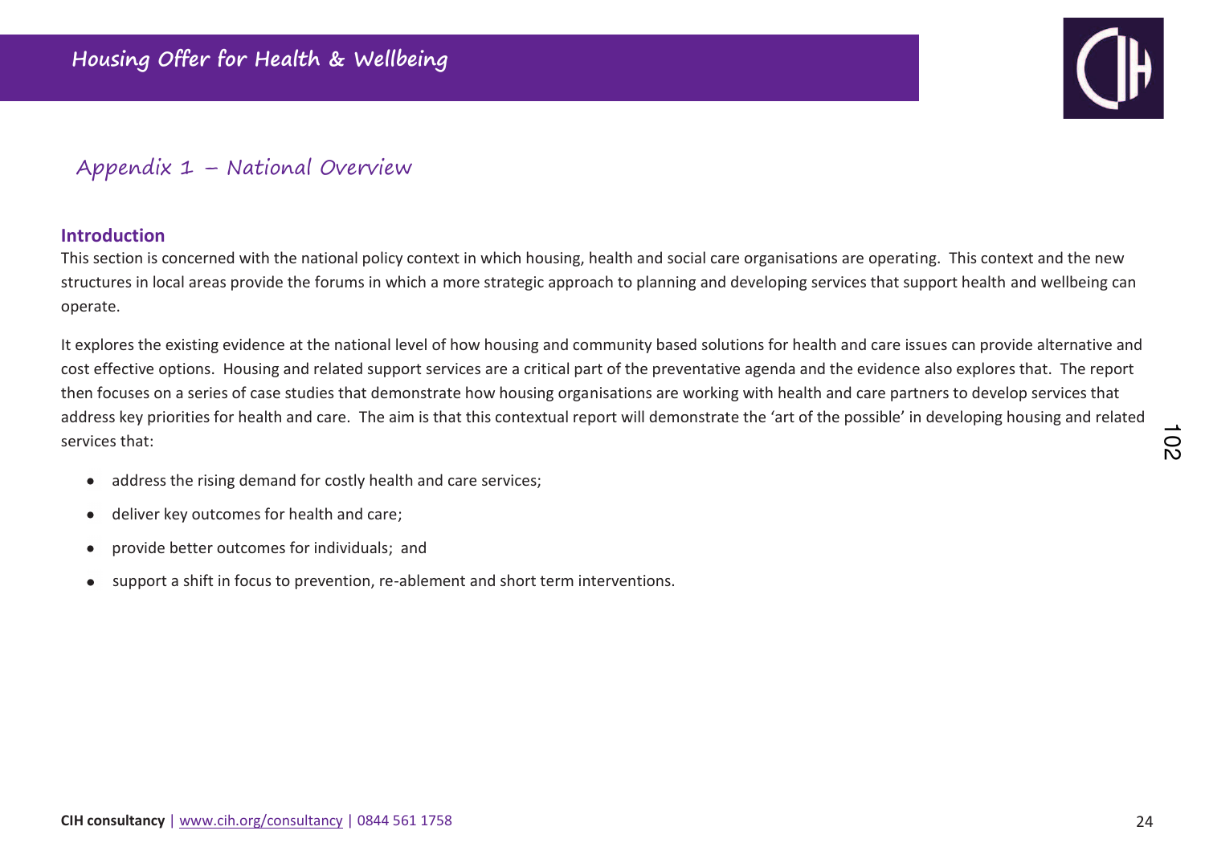## Appendix 1 – National Overview

### Introduction

This section is concerned with the national policy context in which housing, health and social care organisations are operating. This context and the new structures in local areas provide the forums in which a more strategic approach to planning and developing services that support health and wellbeing can operate.

It explores the existing evidence at the national level of how housing and community based solutions for health and care issues can provide alternative and cost effective options. Housing and related support services are a critical part of the preventative agenda and the evidence also explores that. The report then focuses on a series of case studies that demonstrate how housing organisations are working with health and care partners to develop services that address key priorities for health and care. The aim is that this contextual report will demonstrate the 'art of the possible' in developing housing and related services that:

- address the rising demand for costly health and care services;
- deliver key outcomes for health and care;
- provide better outcomes for individuals; and
- support a shift in focus to prevention, re-ablement and short term interventions.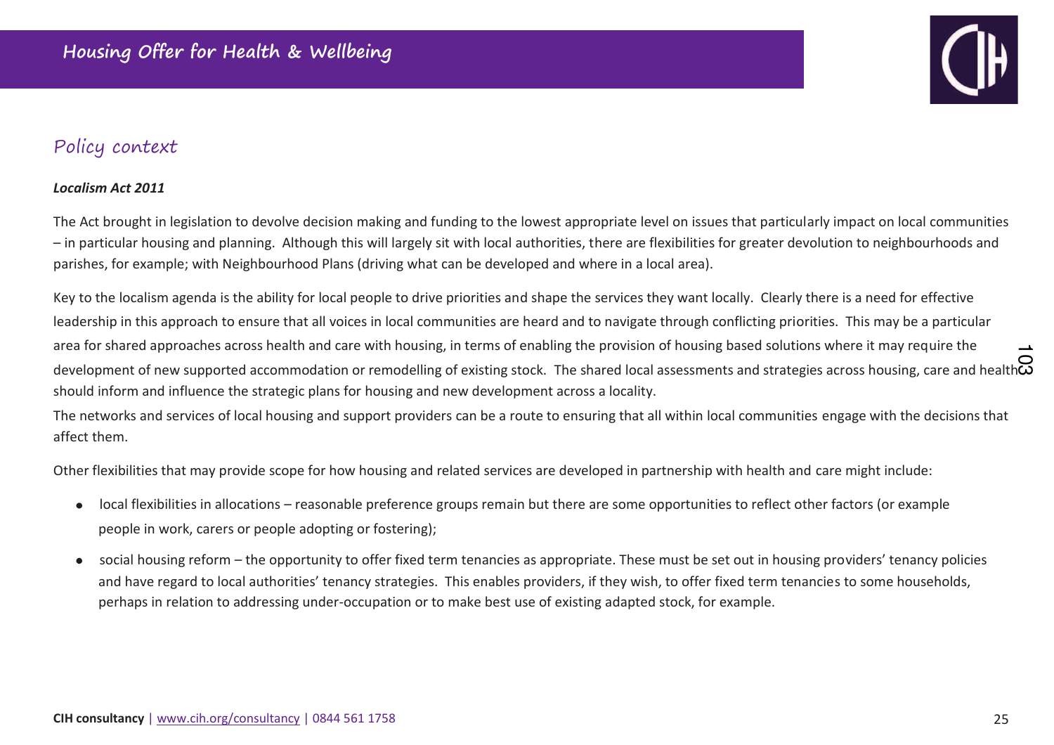## Policy context

***Localism Act 2011***

The Act brought in legislation to devolve decision making and funding to the lowest appropriate level on issues that particularly impact on local communities – in particular housing and planning. Although this will largely sit with local authorities, there are flexibilities for greater devolution to neighbourhoods and parishes, for example; with Neighbourhood Plans (driving what can be developed and where in a local area).

Key to the localism agenda is the ability for local people to drive priorities and shape the services they want locally. Clearly there is a need for effective leadership in this approach to ensure that all voices in local communities are heard and to navigate through conflicting priorities. This may be a particular area for shared approaches across health and care with housing, in terms of enabling the provision of housing based solutions where it may require the development of new supported accommodation or remodelling of existing stock. The shared local assessments and strategies across housing, care and health should inform and influence the strategic plans for housing and new development across a locality.

The networks and services of local housing and support providers can be a route to ensuring that all within local communities engage with the decisions that affect them.

Other flexibilities that may provide scope for how housing and related services are developed in partnership with health and care might include:

- local flexibilities in allocations – reasonable preference groups remain but there are some opportunities to reflect other factors (or example people in work, carers or people adopting or fostering);
- social housing reform – the opportunity to offer fixed term tenancies as appropriate. These must be set out in housing providers' tenancy policies and have regard to local authorities' tenancy strategies. This enables providers, if they wish, to offer fixed term tenancies to some households, perhaps in relation to addressing under-occupation or to make best use of existing adapted stock, for example.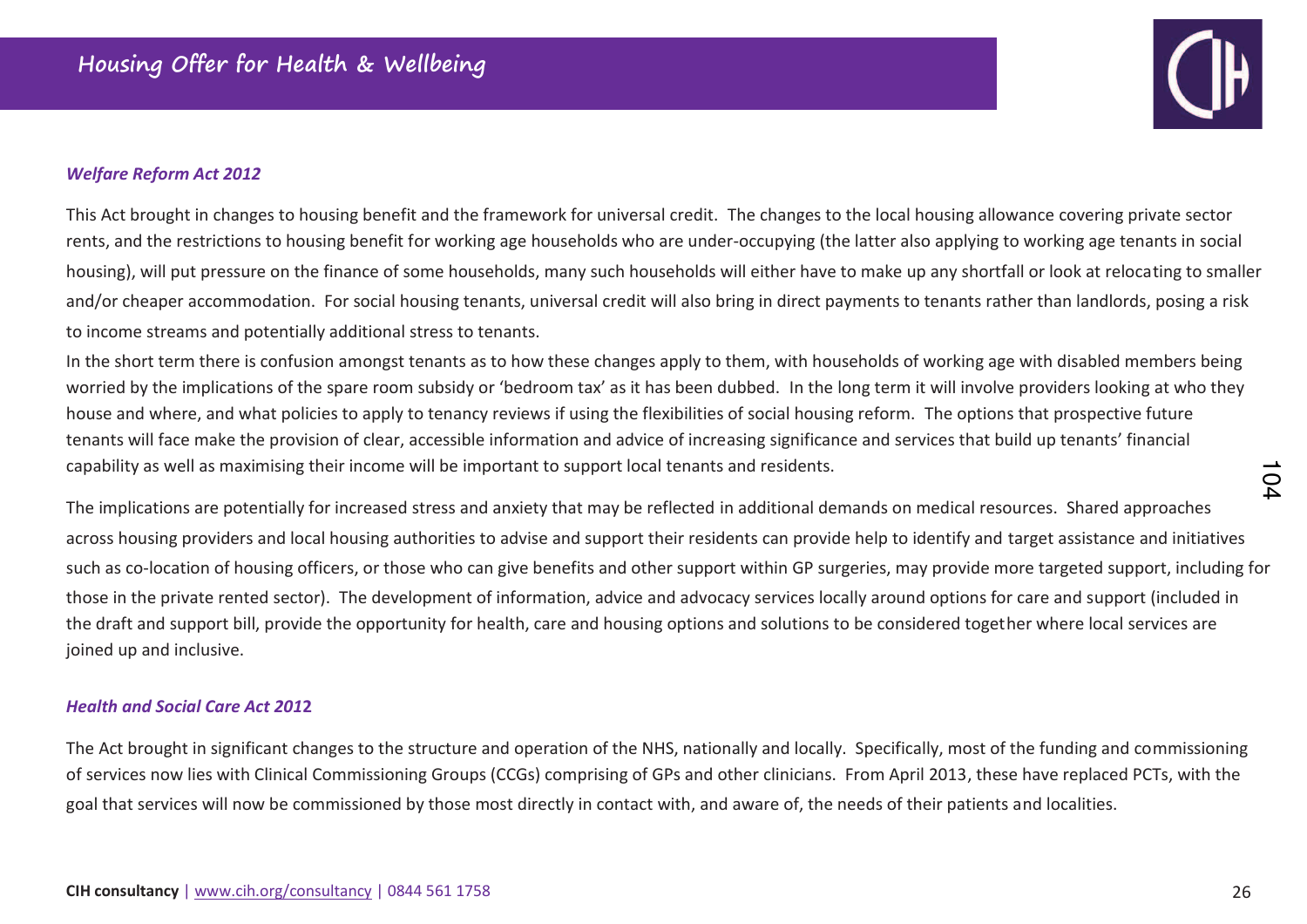### *Welfare Reform Act 2012*

This Act brought in changes to housing benefit and the framework for universal credit. The changes to the local housing allowance covering private sector rents, and the restrictions to housing benefit for working age households who are under-occupying (the latter also applying to working age tenants in social housing), will put pressure on the finance of some households, many such households will either have to make up any shortfall or look at relocating to smaller and/or cheaper accommodation. For social housing tenants, universal credit will also bring in direct payments to tenants rather than landlords, posing a risk to income streams and potentially additional stress to tenants.

In the short term there is confusion amongst tenants as to how these changes apply to them, with households of working age with disabled members being worried by the implications of the spare room subsidy or 'bedroom tax' as it has been dubbed. In the long term it will involve providers looking at who they house and where, and what policies to apply to tenancy reviews if using the flexibilities of social housing reform. The options that prospective future tenants will face make the provision of clear, accessible information and advice of increasing significance and services that build up tenants' financial capability as well as maximising their income will be important to support local tenants and residents.

The implications are potentially for increased stress and anxiety that may be reflected in additional demands on medical resources. Shared approaches across housing providers and local housing authorities to advise and support their residents can provide help to identify and target assistance and initiatives such as co-location of housing officers, or those who can give benefits and other support within GP surgeries, may provide more targeted support, including for those in the private rented sector). The development of information, advice and advocacy services locally around options for care and support (included in the draft and support bill, provide the opportunity for health, care and housing options and solutions to be considered together where local services are joined up and inclusive.

### *Health and Social Care Act 2012*

The Act brought in significant changes to the structure and operation of the NHS, nationally and locally. Specifically, most of the funding and commissioning of services now lies with Clinical Commissioning Groups (CCGs) comprising of GPs and other clinicians. From April 2013, these have replaced PCTs, with the goal that services will now be commissioned by those most directly in contact with, and aware of, the needs of their patients and localities.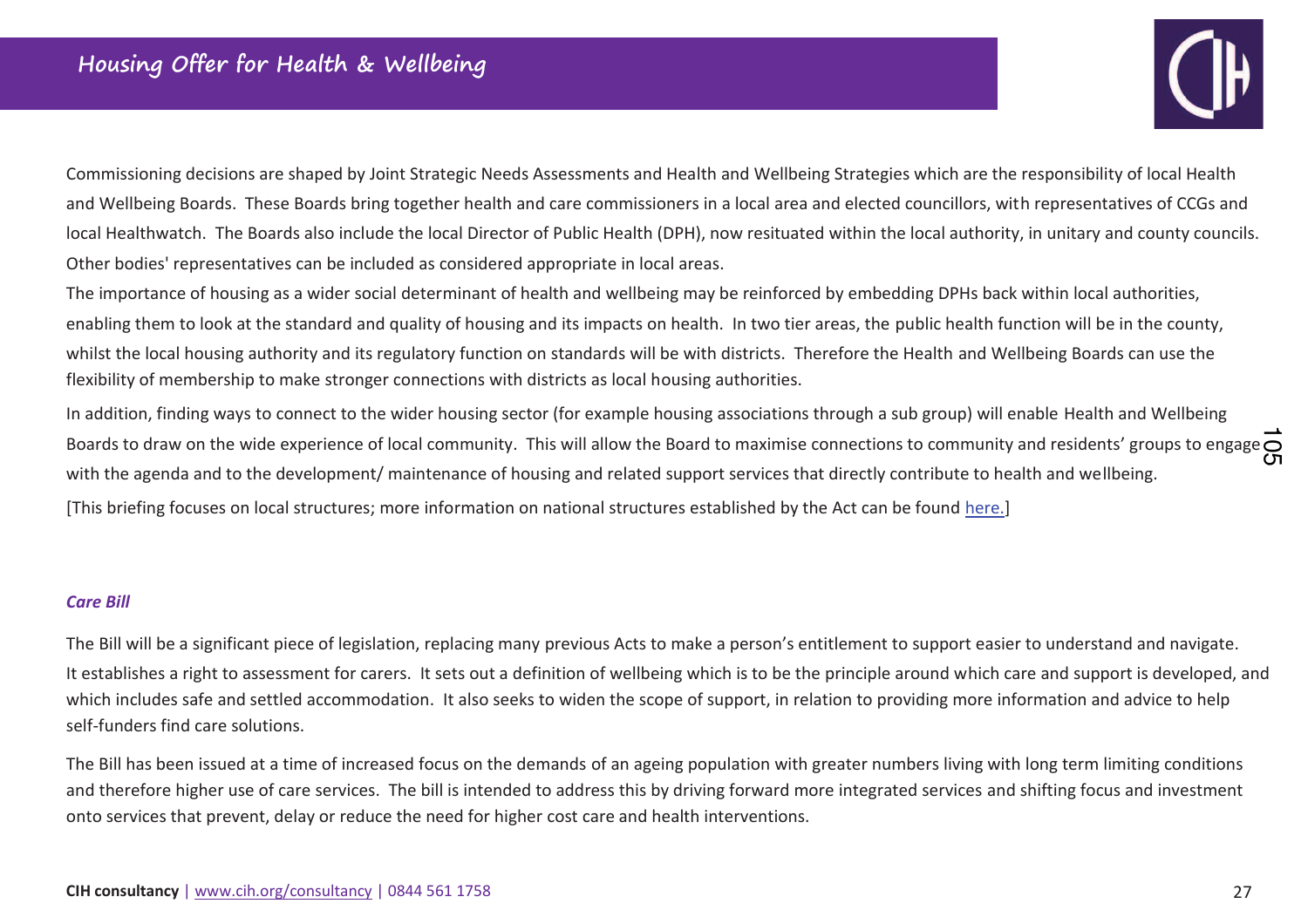Commissioning decisions are shaped by Joint Strategic Needs Assessments and Health and Wellbeing Strategies which are the responsibility of local Health and Wellbeing Boards. These Boards bring together health and care commissioners in a local area and elected councillors, with representatives of CCGs and local Healthwatch. The Boards also include the local Director of Public Health (DPH), now resituated within the local authority, in unitary and county councils. Other bodies' representatives can be included as considered appropriate in local areas.

The importance of housing as a wider social determinant of health and wellbeing may be reinforced by embedding DPHs back within local authorities, enabling them to look at the standard and quality of housing and its impacts on health. In two tier areas, the public health function will be in the county, whilst the local housing authority and its regulatory function on standards will be with districts. Therefore the Health and Wellbeing Boards can use the flexibility of membership to make stronger connections with districts as local housing authorities.

In addition, finding ways to connect to the wider housing sector (for example housing associations through a sub group) will enable Health and Wellbeing Boards to draw on the wide experience of local community. This will allow the Board to maximise connections to community and residents' groups to engage with the agenda and to the development/ maintenance of housing and related support services that directly contribute to health and wellbeing.

[This briefing focuses on local structures; more information on national structures established by the Act can be found here.]

### *Care Bill*

The Bill will be a significant piece of legislation, replacing many previous Acts to make a person's entitlement to support easier to understand and navigate. It establishes a right to assessment for carers. It sets out a definition of wellbeing which is to be the principle around which care and support is developed, and which includes safe and settled accommodation. It also seeks to widen the scope of support, in relation to providing more information and advice to help self-funders find care solutions.

The Bill has been issued at a time of increased focus on the demands of an ageing population with greater numbers living with long term limiting conditions and therefore higher use of care services. The bill is intended to address this by driving forward more integrated services and shifting focus and investment onto services that prevent, delay or reduce the need for higher cost care and health interventions.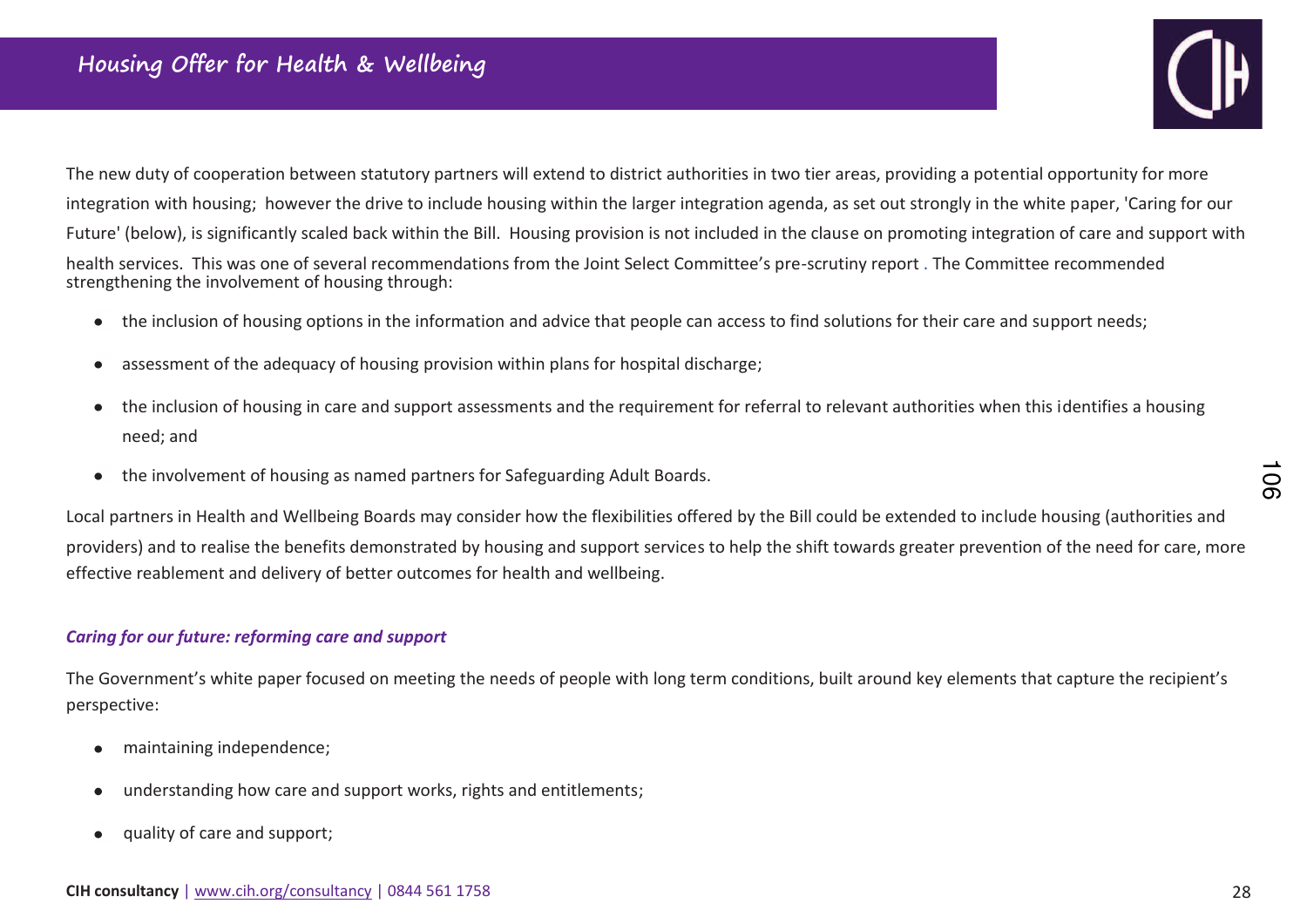The new duty of cooperation between statutory partners will extend to district authorities in two tier areas, providing a potential opportunity for more integration with housing; however the drive to include housing within the larger integration agenda, as set out strongly in the white paper, 'Caring for our Future' (below), is significantly scaled back within the Bill. Housing provision is not included in the clause on promoting integration of care and support with health services. This was one of several recommendations from the Joint Select Committee's pre-scrutiny report . The Committee recommended strengthening the involvement of housing through:

- the inclusion of housing options in the information and advice that people can access to find solutions for their care and support needs;
- assessment of the adequacy of housing provision within plans for hospital discharge;
- the inclusion of housing in care and support assessments and the requirement for referral to relevant authorities when this identifies a housing need; and
- the involvement of housing as named partners for Safeguarding Adult Boards.

Local partners in Health and Wellbeing Boards may consider how the flexibilities offered by the Bill could be extended to include housing (authorities and providers) and to realise the benefits demonstrated by housing and support services to help the shift towards greater prevention of the need for care, more effective reablement and delivery of better outcomes for health and wellbeing.

### *Caring for our future: reforming care and support*

The Government's white paper focused on meeting the needs of people with long term conditions, built around key elements that capture the recipient's perspective:

- maintaining independence;
- understanding how care and support works, rights and entitlements;
- quality of care and support;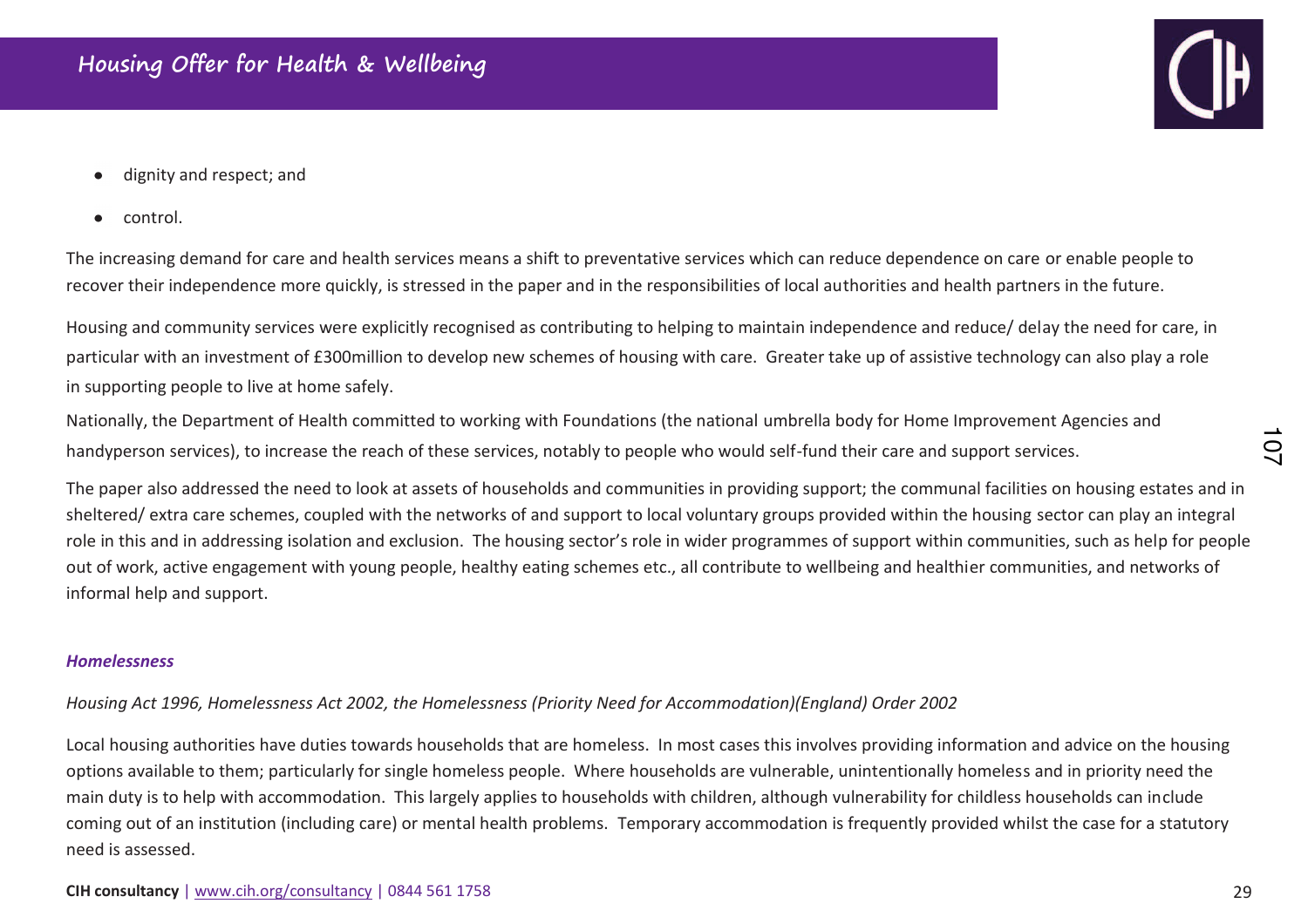- dignity and respect; and
- control.

The increasing demand for care and health services means a shift to preventative services which can reduce dependence on care or enable people to recover their independence more quickly, is stressed in the paper and in the responsibilities of local authorities and health partners in the future.

Housing and community services were explicitly recognised as contributing to helping to maintain independence and reduce/ delay the need for care, in particular with an investment of £300million to develop new schemes of housing with care. Greater take up of assistive technology can also play a role in supporting people to live at home safely.

Nationally, the Department of Health committed to working with Foundations (the national umbrella body for Home Improvement Agencies and handyperson services), to increase the reach of these services, notably to people who would self-fund their care and support services.

The paper also addressed the need to look at assets of households and communities in providing support; the communal facilities on housing estates and in sheltered/ extra care schemes, coupled with the networks of and support to local voluntary groups provided within the housing sector can play an integral role in this and in addressing isolation and exclusion. The housing sector's role in wider programmes of support within communities, such as help for people out of work, active engagement with young people, healthy eating schemes etc., all contribute to wellbeing and healthier communities, and networks of informal help and support.

***Homelessness***

*Housing Act 1996, Homelessness Act 2002, the Homelessness (Priority Need for Accommodation)(England) Order 2002*

Local housing authorities have duties towards households that are homeless. In most cases this involves providing information and advice on the housing options available to them; particularly for single homeless people. Where households are vulnerable, unintentionally homeless and in priority need the main duty is to help with accommodation. This largely applies to households with children, although vulnerability for childless households can include coming out of an institution (including care) or mental health problems. Temporary accommodation is frequently provided whilst the case for a statutory need is assessed.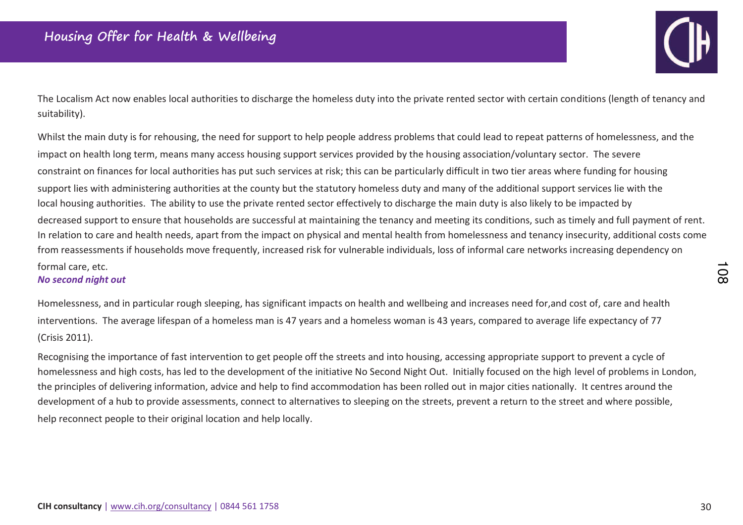The Localism Act now enables local authorities to discharge the homeless duty into the private rented sector with certain conditions (length of tenancy and suitability).

Whilst the main duty is for rehousing, the need for support to help people address problems that could lead to repeat patterns of homelessness, and the impact on health long term, means many access housing support services provided by the housing association/voluntary sector. The severe constraint on finances for local authorities has put such services at risk; this can be particularly difficult in two tier areas where funding for housing support lies with administering authorities at the county but the statutory homeless duty and many of the additional support services lie with the local housing authorities. The ability to use the private rented sector effectively to discharge the main duty is also likely to be impacted by decreased support to ensure that households are successful at maintaining the tenancy and meeting its conditions, such as timely and full payment of rent. In relation to care and health needs, apart from the impact on physical and mental health from homelessness and tenancy insecurity, additional costs come from reassessments if households move frequently, increased risk for vulnerable individuals, loss of informal care networks increasing dependency on formal care, etc.

***No second night out***

Homelessness, and in particular rough sleeping, has significant impacts on health and wellbeing and increases need for,and cost of, care and health interventions. The average lifespan of a homeless man is 47 years and a homeless woman is 43 years, compared to average life expectancy of 77 (Crisis 2011).

Recognising the importance of fast intervention to get people off the streets and into housing, accessing appropriate support to prevent a cycle of homelessness and high costs, has led to the development of the initiative No Second Night Out. Initially focused on the high level of problems in London, the principles of delivering information, advice and help to find accommodation has been rolled out in major cities nationally. It centres around the development of a hub to provide assessments, connect to alternatives to sleeping on the streets, prevent a return to the street and where possible, help reconnect people to their original location and help locally.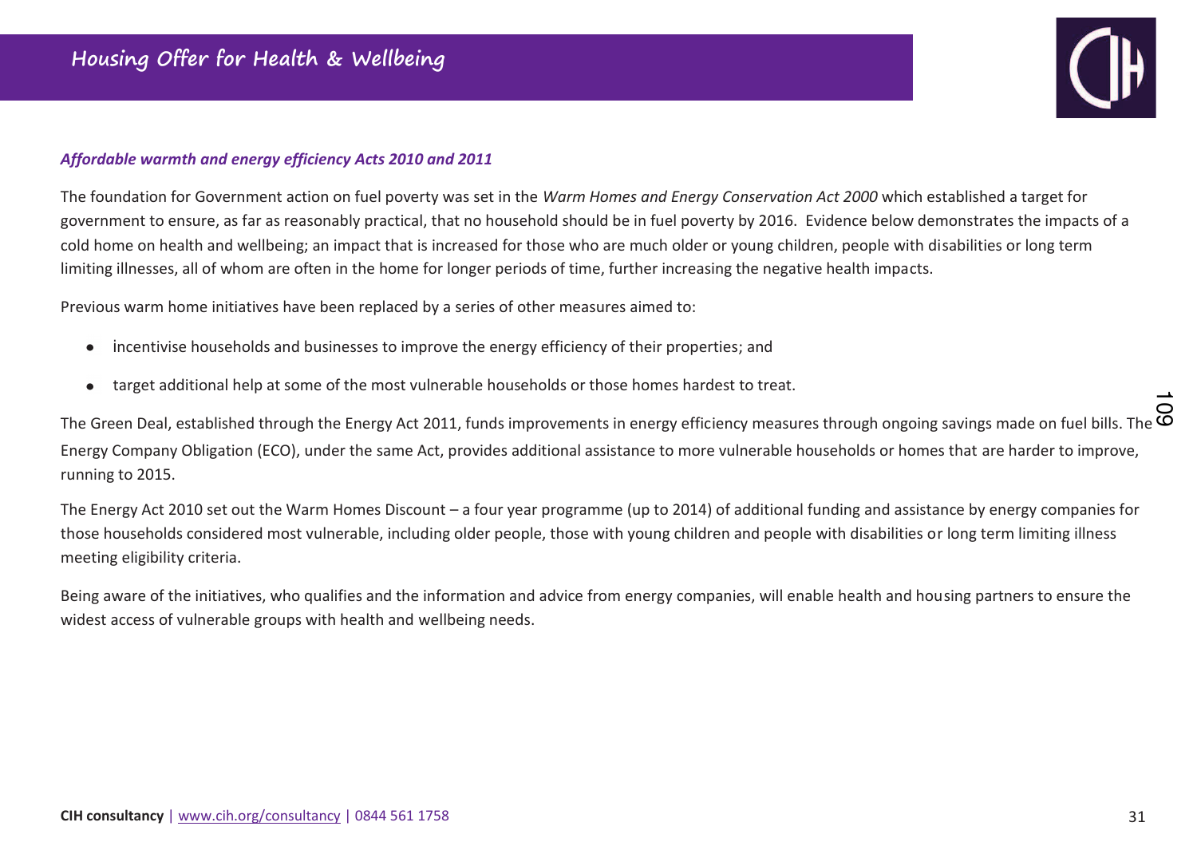### *Affordable warmth and energy efficiency Acts 2010 and 2011*

The foundation for Government action on fuel poverty was set in the *Warm Homes and Energy Conservation Act 2000* which established a target for government to ensure, as far as reasonably practical, that no household should be in fuel poverty by 2016. Evidence below demonstrates the impacts of a cold home on health and wellbeing; an impact that is increased for those who are much older or young children, people with disabilities or long term limiting illnesses, all of whom are often in the home for longer periods of time, further increasing the negative health impacts.

Previous warm home initiatives have been replaced by a series of other measures aimed to:

- incentivise households and businesses to improve the energy efficiency of their properties; and
- target additional help at some of the most vulnerable households or those homes hardest to treat.

The Green Deal, established through the Energy Act 2011, funds improvements in energy efficiency measures through ongoing savings made on fuel bills. The Energy Company Obligation (ECO), under the same Act, provides additional assistance to more vulnerable households or homes that are harder to improve, running to 2015.

The Energy Act 2010 set out the Warm Homes Discount – a four year programme (up to 2014) of additional funding and assistance by energy companies for those households considered most vulnerable, including older people, those with young children and people with disabilities or long term limiting illness meeting eligibility criteria.

Being aware of the initiatives, who qualifies and the information and advice from energy companies, will enable health and housing partners to ensure the widest access of vulnerable groups with health and wellbeing needs.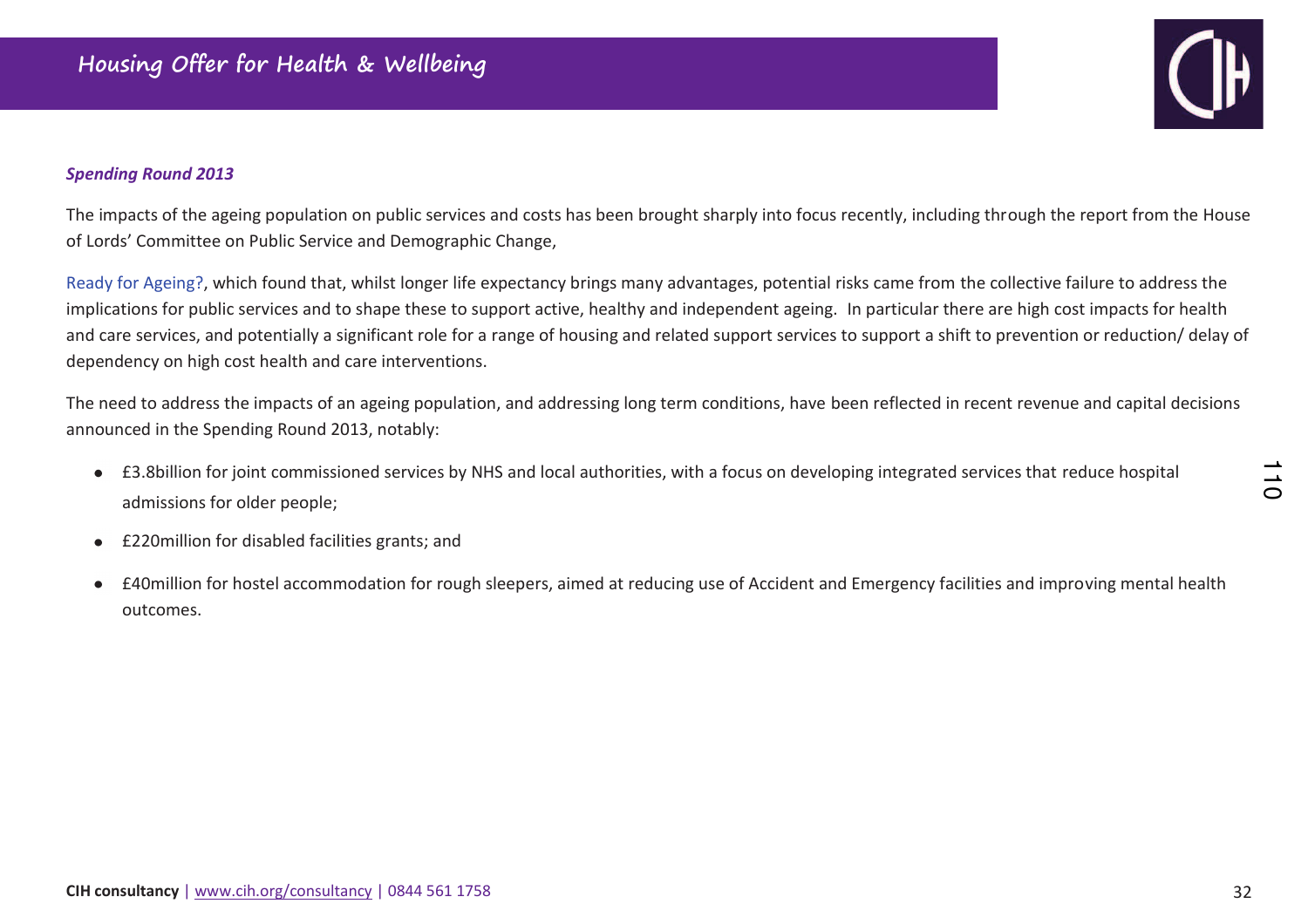***Spending Round 2013***

The impacts of the ageing population on public services and costs has been brought sharply into focus recently, including through the report from the House of Lords' Committee on Public Service and Demographic Change,

Ready for Ageing?, which found that, whilst longer life expectancy brings many advantages, potential risks came from the collective failure to address the implications for public services and to shape these to support active, healthy and independent ageing. In particular there are high cost impacts for health and care services, and potentially a significant role for a range of housing and related support services to support a shift to prevention or reduction/ delay of dependency on high cost health and care interventions.

The need to address the impacts of an ageing population, and addressing long term conditions, have been reflected in recent revenue and capital decisions announced in the Spending Round 2013, notably:

- £3.8billion for joint commissioned services by NHS and local authorities, with a focus on developing integrated services that reduce hospital admissions for older people;
- £220million for disabled facilities grants; and
- £40million for hostel accommodation for rough sleepers, aimed at reducing use of Accident and Emergency facilities and improving mental health outcomes.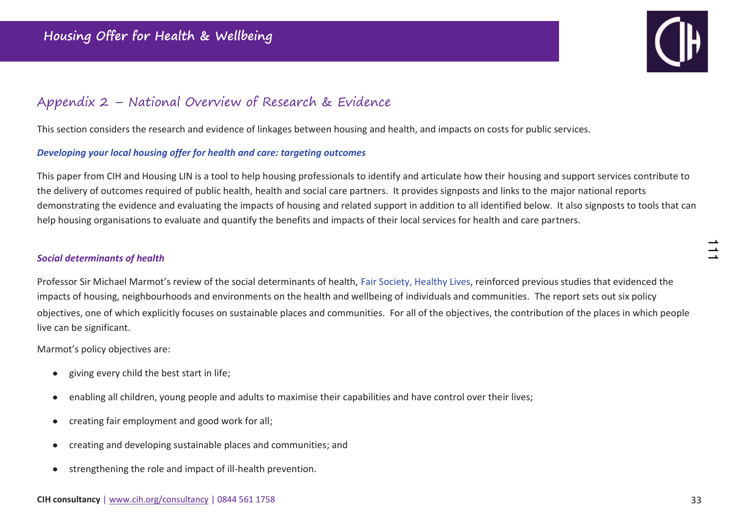## Appendix 2 – National Overview of Research & Evidence

This section considers the research and evidence of linkages between housing and health, and impacts on costs for public services.

### *Developing your local housing offer for health and care: targeting outcomes*

This paper from CIH and Housing LIN is a tool to help housing professionals to identify and articulate how their housing and support services contribute to the delivery of outcomes required of public health, health and social care partners. It provides signposts and links to the major national reports demonstrating the evidence and evaluating the impacts of housing and related support in addition to all identified below. It also signposts to tools that can help housing organisations to evaluate and quantify the benefits and impacts of their local services for health and care partners.

### *Social determinants of health*

Professor Sir Michael Marmot's review of the social determinants of health, Fair Society, Healthy Lives, reinforced previous studies that evidenced the impacts of housing, neighbourhoods and environments on the health and wellbeing of individuals and communities. The report sets out six policy objectives, one of which explicitly focuses on sustainable places and communities. For all of the objectives, the contribution of the places in which people live can be significant.

Marmot's policy objectives are:

- giving every child the best start in life;
- enabling all children, young people and adults to maximise their capabilities and have control over their lives;
- creating fair employment and good work for all;
- creating and developing sustainable places and communities; and
- strengthening the role and impact of ill-health prevention.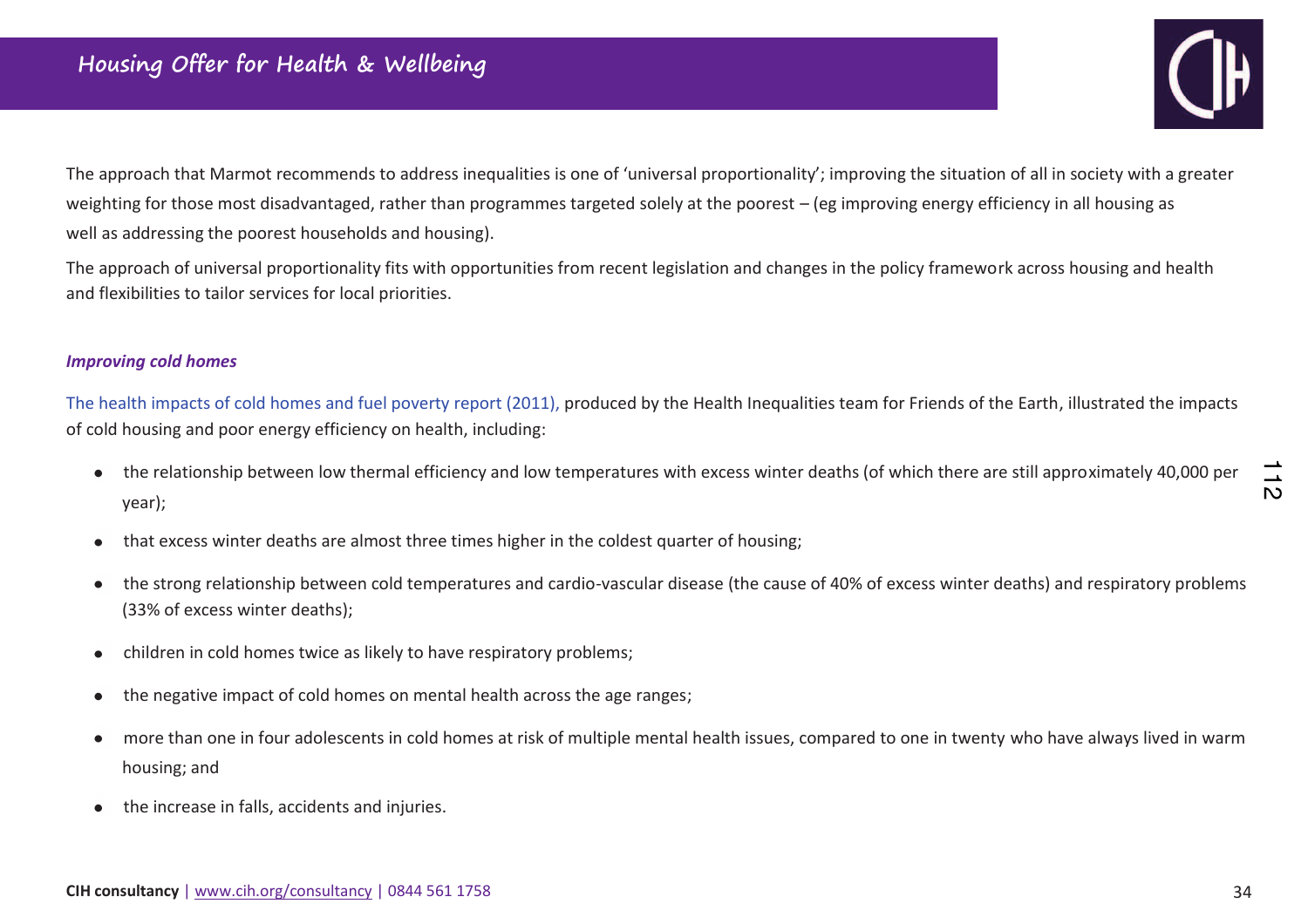The approach that Marmot recommends to address inequalities is one of 'universal proportionality'; improving the situation of all in society with a greater weighting for those most disadvantaged, rather than programmes targeted solely at the poorest – (eg improving energy efficiency in all housing as well as addressing the poorest households and housing).

The approach of universal proportionality fits with opportunities from recent legislation and changes in the policy framework across housing and health and flexibilities to tailor services for local priorities.

***Improving cold homes***

The health impacts of cold homes and fuel poverty report (2011), produced by the Health Inequalities team for Friends of the Earth, illustrated the impacts of cold housing and poor energy efficiency on health, including:

- the relationship between low thermal efficiency and low temperatures with excess winter deaths (of which there are still approximately 40,000 per year);
- that excess winter deaths are almost three times higher in the coldest quarter of housing;
- the strong relationship between cold temperatures and cardio-vascular disease (the cause of 40% of excess winter deaths) and respiratory problems (33% of excess winter deaths);
- children in cold homes twice as likely to have respiratory problems;
- the negative impact of cold homes on mental health across the age ranges;
- more than one in four adolescents in cold homes at risk of multiple mental health issues, compared to one in twenty who have always lived in warm housing; and
- the increase in falls, accidents and injuries.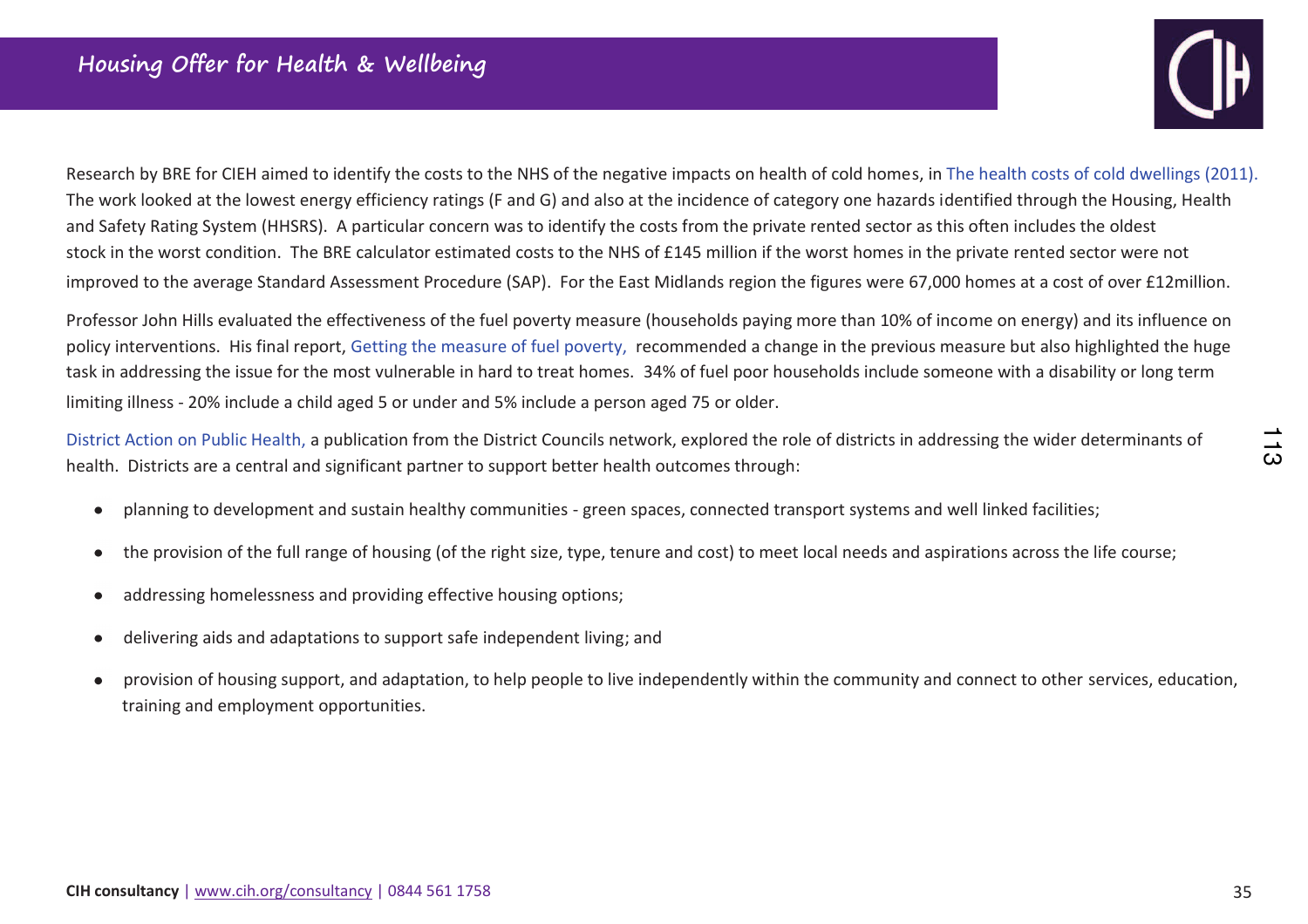Research by BRE for CIEH aimed to identify the costs to the NHS of the negative impacts on health of cold homes, in The health costs of cold dwellings (2011). The work looked at the lowest energy efficiency ratings (F and G) and also at the incidence of category one hazards identified through the Housing, Health and Safety Rating System (HHSRS). A particular concern was to identify the costs from the private rented sector as this often includes the oldest stock in the worst condition. The BRE calculator estimated costs to the NHS of £145 million if the worst homes in the private rented sector were not improved to the average Standard Assessment Procedure (SAP). For the East Midlands region the figures were 67,000 homes at a cost of over £12million.

Professor John Hills evaluated the effectiveness of the fuel poverty measure (households paying more than 10% of income on energy) and its influence on policy interventions. His final report, Getting the measure of fuel poverty, recommended a change in the previous measure but also highlighted the huge task in addressing the issue for the most vulnerable in hard to treat homes. 34% of fuel poor households include someone with a disability or long term limiting illness - 20% include a child aged 5 or under and 5% include a person aged 75 or older.

District Action on Public Health, a publication from the District Councils network, explored the role of districts in addressing the wider determinants of health. Districts are a central and significant partner to support better health outcomes through:

- planning to development and sustain healthy communities - green spaces, connected transport systems and well linked facilities;
- the provision of the full range of housing (of the right size, type, tenure and cost) to meet local needs and aspirations across the life course;
- addressing homelessness and providing effective housing options;
- delivering aids and adaptations to support safe independent living; and
- provision of housing support, and adaptation, to help people to live independently within the community and connect to other services, education, training and employment opportunities.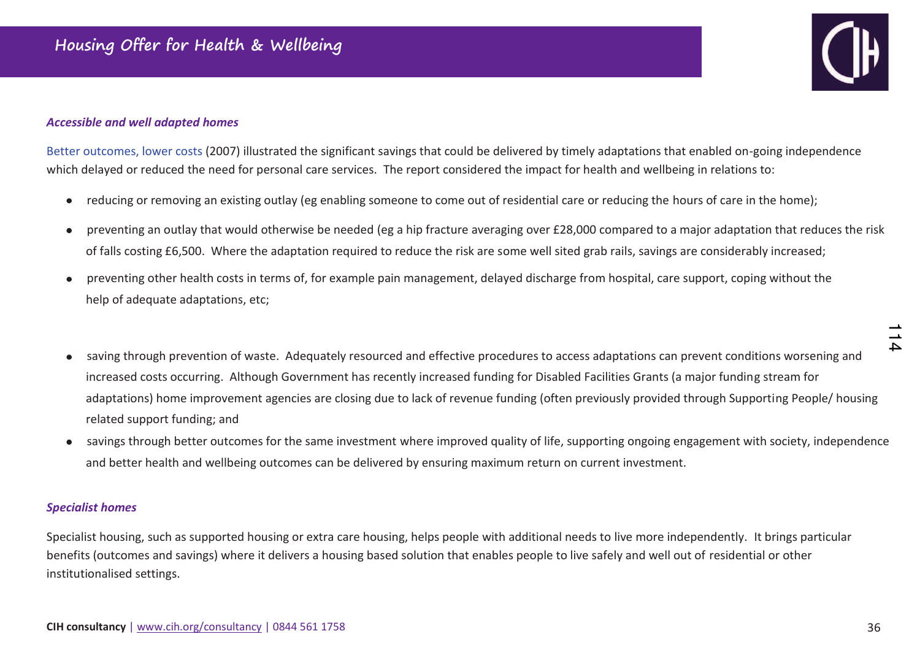### *Accessible and well adapted homes*

Better outcomes, lower costs (2007) illustrated the significant savings that could be delivered by timely adaptations that enabled on-going independence which delayed or reduced the need for personal care services. The report considered the impact for health and wellbeing in relations to:

- reducing or removing an existing outlay (eg enabling someone to come out of residential care or reducing the hours of care in the home);
- preventing an outlay that would otherwise be needed (eg a hip fracture averaging over £28,000 compared to a major adaptation that reduces the risk of falls costing £6,500. Where the adaptation required to reduce the risk are some well sited grab rails, savings are considerably increased;
- preventing other health costs in terms of, for example pain management, delayed discharge from hospital, care support, coping without the help of adequate adaptations, etc;
- saving through prevention of waste. Adequately resourced and effective procedures to access adaptations can prevent conditions worsening and increased costs occurring. Although Government has recently increased funding for Disabled Facilities Grants (a major funding stream for adaptations) home improvement agencies are closing due to lack of revenue funding (often previously provided through Supporting People/ housing related support funding; and
- savings through better outcomes for the same investment where improved quality of life, supporting ongoing engagement with society, independence and better health and wellbeing outcomes can be delivered by ensuring maximum return on current investment.

### *Specialist homes*

Specialist housing, such as supported housing or extra care housing, helps people with additional needs to live more independently. It brings particular benefits (outcomes and savings) where it delivers a housing based solution that enables people to live safely and well out of residential or other institutionalised settings.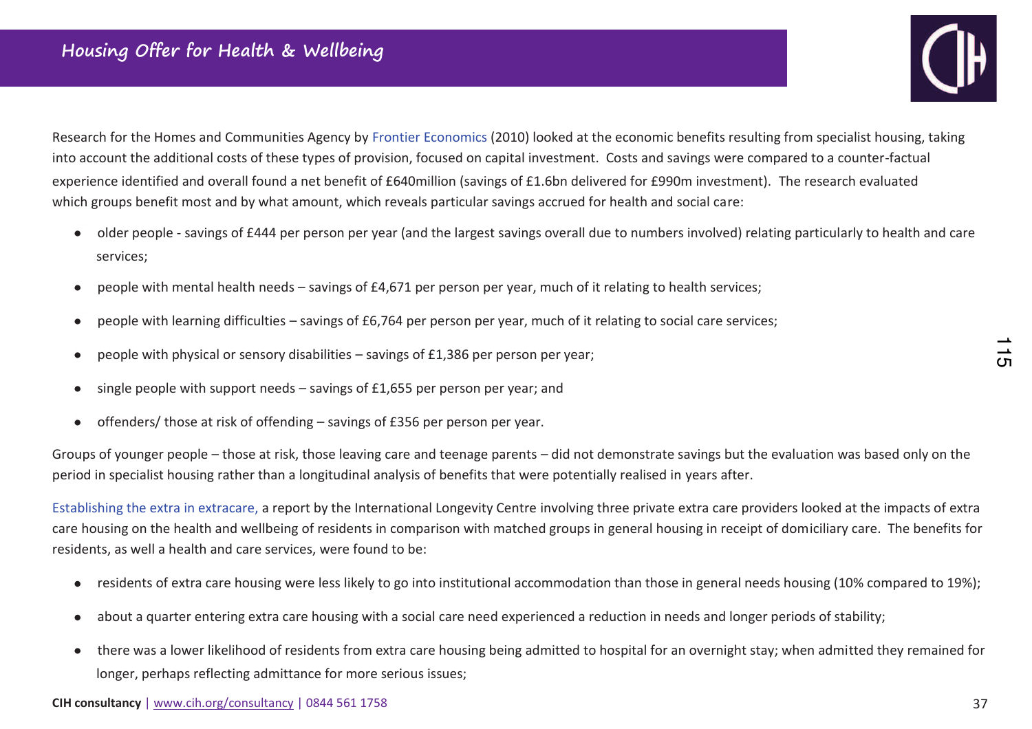Research for the Homes and Communities Agency by Frontier Economics (2010) looked at the economic benefits resulting from specialist housing, taking into account the additional costs of these types of provision, focused on capital investment. Costs and savings were compared to a counter-factual experience identified and overall found a net benefit of £640million (savings of £1.6bn delivered for £990m investment). The research evaluated which groups benefit most and by what amount, which reveals particular savings accrued for health and social care:

- older people - savings of £444 per person per year (and the largest savings overall due to numbers involved) relating particularly to health and care services;
- people with mental health needs – savings of £4,671 per person per year, much of it relating to health services;
- people with learning difficulties – savings of £6,764 per person per year, much of it relating to social care services;
- people with physical or sensory disabilities – savings of £1,386 per person per year;
- single people with support needs – savings of £1,655 per person per year; and
- offenders/ those at risk of offending – savings of £356 per person per year.

Groups of younger people – those at risk, those leaving care and teenage parents – did not demonstrate savings but the evaluation was based only on the period in specialist housing rather than a longitudinal analysis of benefits that were potentially realised in years after.

Establishing the extra in extracare, a report by the International Longevity Centre involving three private extra care providers looked at the impacts of extra care housing on the health and wellbeing of residents in comparison with matched groups in general housing in receipt of domiciliary care. The benefits for residents, as well a health and care services, were found to be:

- residents of extra care housing were less likely to go into institutional accommodation than those in general needs housing (10% compared to 19%);
- about a quarter entering extra care housing with a social care need experienced a reduction in needs and longer periods of stability;
- there was a lower likelihood of residents from extra care housing being admitted to hospital for an overnight stay; when admitted they remained for longer, perhaps reflecting admittance for more serious issues;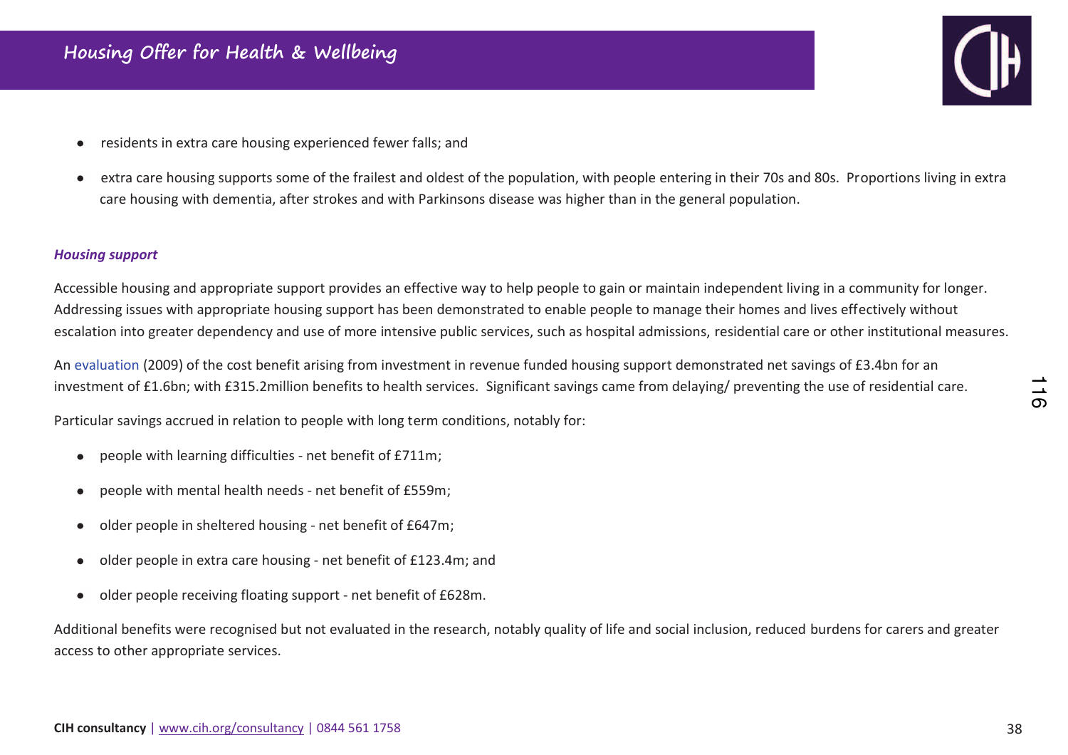- residents in extra care housing experienced fewer falls; and
- extra care housing supports some of the frailest and oldest of the population, with people entering in their 70s and 80s. Proportions living in extra care housing with dementia, after strokes and with Parkinsons disease was higher than in the general population.

### *Housing support*

Accessible housing and appropriate support provides an effective way to help people to gain or maintain independent living in a community for longer. Addressing issues with appropriate housing support has been demonstrated to enable people to manage their homes and lives effectively without escalation into greater dependency and use of more intensive public services, such as hospital admissions, residential care or other institutional measures.

An evaluation (2009) of the cost benefit arising from investment in revenue funded housing support demonstrated net savings of £3.4bn for an investment of £1.6bn; with £315.2million benefits to health services. Significant savings came from delaying/ preventing the use of residential care.

Particular savings accrued in relation to people with long term conditions, notably for:

- people with learning difficulties - net benefit of £711m;
- people with mental health needs - net benefit of £559m;
- older people in sheltered housing - net benefit of £647m;
- older people in extra care housing - net benefit of £123.4m; and
- older people receiving floating support - net benefit of £628m.

Additional benefits were recognised but not evaluated in the research, notably quality of life and social inclusion, reduced burdens for carers and greater access to other appropriate services.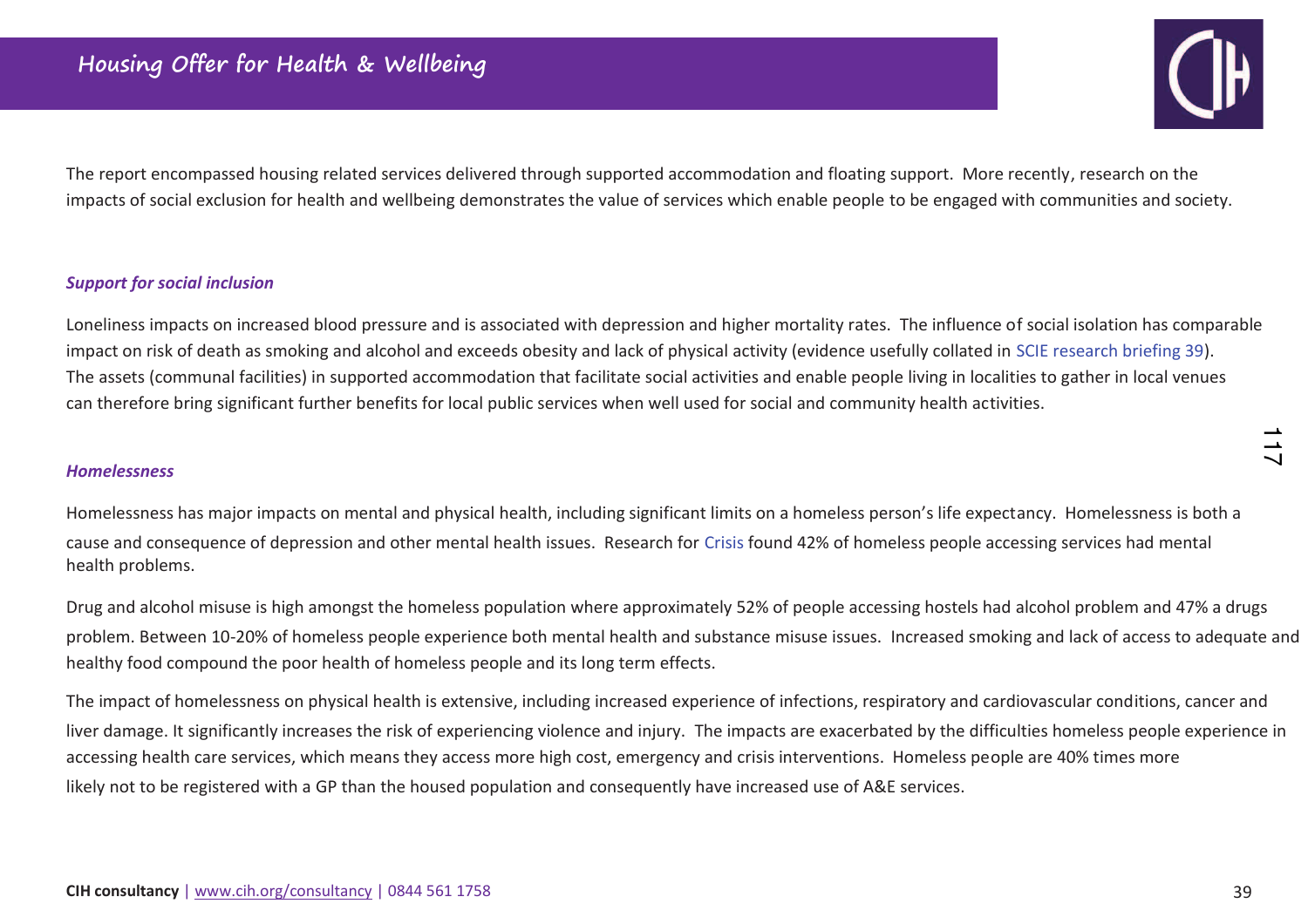The report encompassed housing related services delivered through supported accommodation and floating support. More recently, research on the impacts of social exclusion for health and wellbeing demonstrates the value of services which enable people to be engaged with communities and society.

***Support for social inclusion***

Loneliness impacts on increased blood pressure and is associated with depression and higher mortality rates. The influence of social isolation has comparable impact on risk of death as smoking and alcohol and exceeds obesity and lack of physical activity (evidence usefully collated in SCIE research briefing 39). The assets (communal facilities) in supported accommodation that facilitate social activities and enable people living in localities to gather in local venues can therefore bring significant further benefits for local public services when well used for social and community health activities.

***Homelessness***

Homelessness has major impacts on mental and physical health, including significant limits on a homeless person's life expectancy. Homelessness is both a cause and consequence of depression and other mental health issues. Research for Crisis found 42% of homeless people accessing services had mental health problems.

Drug and alcohol misuse is high amongst the homeless population where approximately 52% of people accessing hostels had alcohol problem and 47% a drugs problem. Between 10-20% of homeless people experience both mental health and substance misuse issues. Increased smoking and lack of access to adequate and healthy food compound the poor health of homeless people and its long term effects.

The impact of homelessness on physical health is extensive, including increased experience of infections, respiratory and cardiovascular conditions, cancer and liver damage. It significantly increases the risk of experiencing violence and injury. The impacts are exacerbated by the difficulties homeless people experience in accessing health care services, which means they access more high cost, emergency and crisis interventions. Homeless people are 40% times more likely not to be registered with a GP than the housed population and consequently have increased use of A&E services.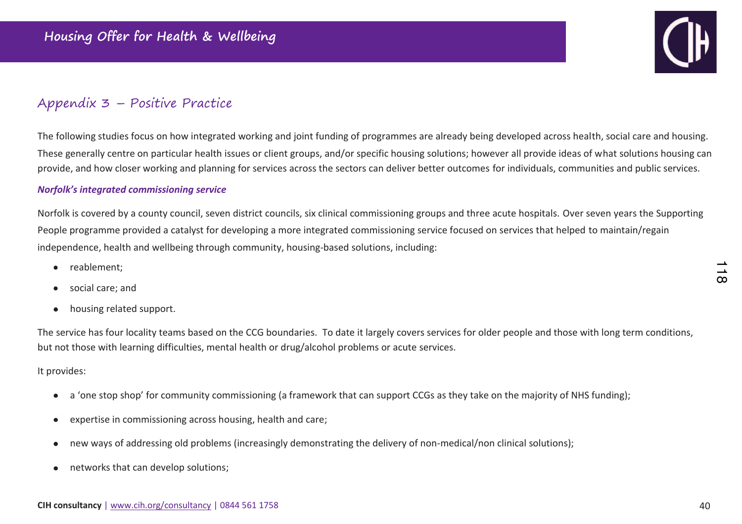## Appendix 3 – Positive Practice

The following studies focus on how integrated working and joint funding of programmes are already being developed across health, social care and housing. These generally centre on particular health issues or client groups, and/or specific housing solutions; however all provide ideas of what solutions housing can provide, and how closer working and planning for services across the sectors can deliver better outcomes for individuals, communities and public services.

***Norfolk's integrated commissioning service***

Norfolk is covered by a county council, seven district councils, six clinical commissioning groups and three acute hospitals. Over seven years the Supporting People programme provided a catalyst for developing a more integrated commissioning service focused on services that helped to maintain/regain independence, health and wellbeing through community, housing-based solutions, including:

- reablement;
- social care; and
- housing related support.

The service has four locality teams based on the CCG boundaries. To date it largely covers services for older people and those with long term conditions, but not those with learning difficulties, mental health or drug/alcohol problems or acute services.

It provides:

- a 'one stop shop' for community commissioning (a framework that can support CCGs as they take on the majority of NHS funding);
- expertise in commissioning across housing, health and care;
- new ways of addressing old problems (increasingly demonstrating the delivery of non-medical/non clinical solutions);
- networks that can develop solutions;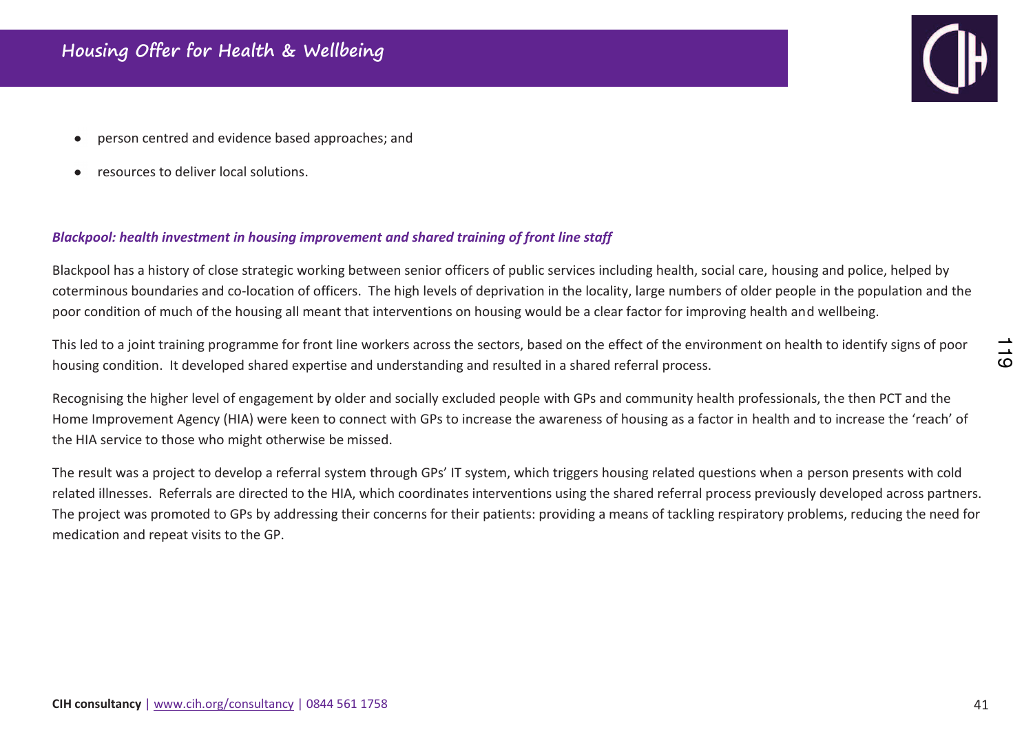- person centred and evidence based approaches; and
- resources to deliver local solutions.

***Blackpool: health investment in housing improvement and shared training of front line staff***

Blackpool has a history of close strategic working between senior officers of public services including health, social care, housing and police, helped by coterminous boundaries and co-location of officers. The high levels of deprivation in the locality, large numbers of older people in the population and the poor condition of much of the housing all meant that interventions on housing would be a clear factor for improving health and wellbeing.

This led to a joint training programme for front line workers across the sectors, based on the effect of the environment on health to identify signs of poor housing condition. It developed shared expertise and understanding and resulted in a shared referral process.

Recognising the higher level of engagement by older and socially excluded people with GPs and community health professionals, the then PCT and the Home Improvement Agency (HIA) were keen to connect with GPs to increase the awareness of housing as a factor in health and to increase the 'reach' of the HIA service to those who might otherwise be missed.

The result was a project to develop a referral system through GPs' IT system, which triggers housing related questions when a person presents with cold related illnesses. Referrals are directed to the HIA, which coordinates interventions using the shared referral process previously developed across partners. The project was promoted to GPs by addressing their concerns for their patients: providing a means of tackling respiratory problems, reducing the need for medication and repeat visits to the GP.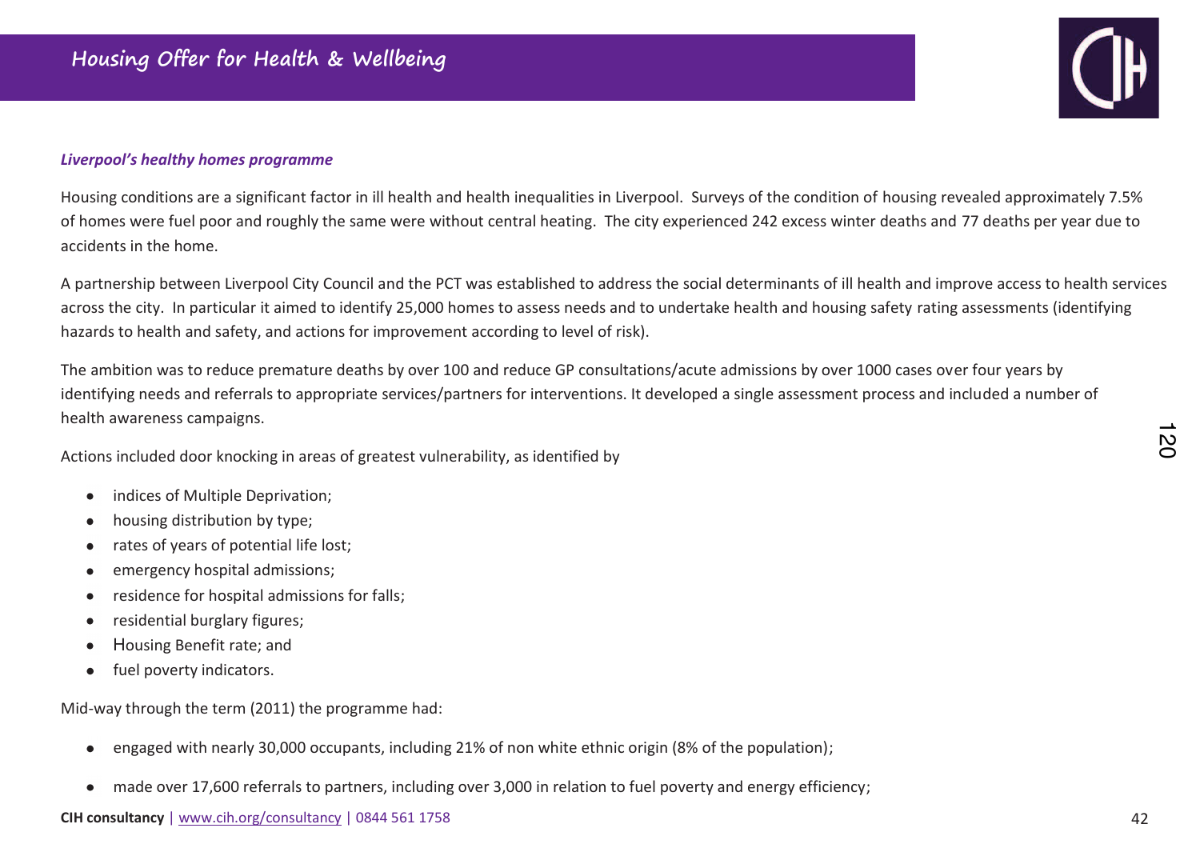### *Liverpool's healthy homes programme*

Housing conditions are a significant factor in ill health and health inequalities in Liverpool. Surveys of the condition of housing revealed approximately 7.5% of homes were fuel poor and roughly the same were without central heating. The city experienced 242 excess winter deaths and 77 deaths per year due to accidents in the home.

A partnership between Liverpool City Council and the PCT was established to address the social determinants of ill health and improve access to health services across the city. In particular it aimed to identify 25,000 homes to assess needs and to undertake health and housing safety rating assessments (identifying hazards to health and safety, and actions for improvement according to level of risk).

The ambition was to reduce premature deaths by over 100 and reduce GP consultations/acute admissions by over 1000 cases over four years by identifying needs and referrals to appropriate services/partners for interventions. It developed a single assessment process and included a number of health awareness campaigns.

Actions included door knocking in areas of greatest vulnerability, as identified by

- indices of Multiple Deprivation;
- housing distribution by type;
- rates of years of potential life lost;
- emergency hospital admissions;
- residence for hospital admissions for falls;
- residential burglary figures;
- Housing Benefit rate; and
- fuel poverty indicators.

Mid-way through the term (2011) the programme had:

- engaged with nearly 30,000 occupants, including 21% of non white ethnic origin (8% of the population);
- made over 17,600 referrals to partners, including over 3,000 in relation to fuel poverty and energy efficiency;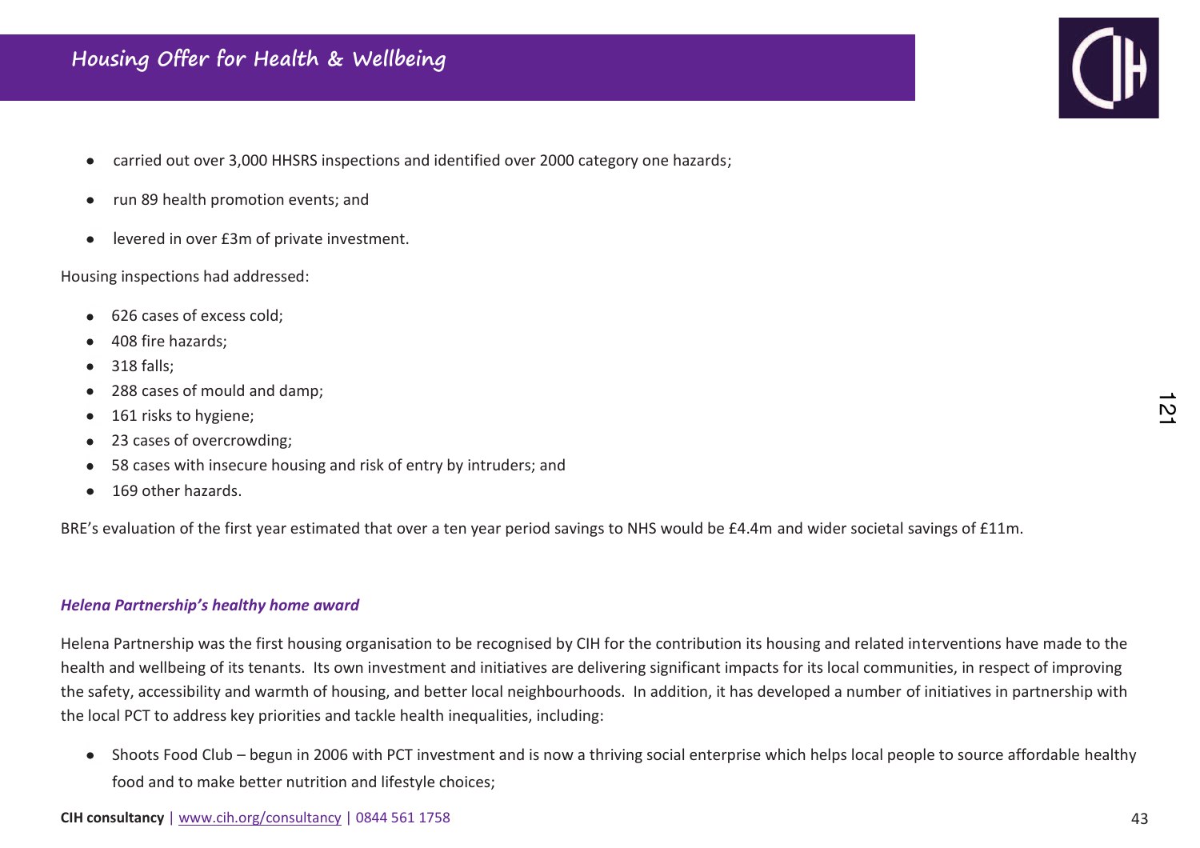- carried out over 3,000 HHSRS inspections and identified over 2000 category one hazards;
- run 89 health promotion events; and
- levered in over £3m of private investment.

Housing inspections had addressed:

- 626 cases of excess cold;
- 408 fire hazards;
- 318 falls;
- 288 cases of mould and damp;
- 161 risks to hygiene;
- 23 cases of overcrowding;
- 58 cases with insecure housing and risk of entry by intruders; and
- 169 other hazards.

BRE's evaluation of the first year estimated that over a ten year period savings to NHS would be £4.4m and wider societal savings of £11m.

***Helena Partnership's healthy home award***

Helena Partnership was the first housing organisation to be recognised by CIH for the contribution its housing and related interventions have made to the health and wellbeing of its tenants. Its own investment and initiatives are delivering significant impacts for its local communities, in respect of improving the safety, accessibility and warmth of housing, and better local neighbourhoods. In addition, it has developed a number of initiatives in partnership with the local PCT to address key priorities and tackle health inequalities, including:

- Shoots Food Club – begun in 2006 with PCT investment and is now a thriving social enterprise which helps local people to source affordable healthy food and to make better nutrition and lifestyle choices;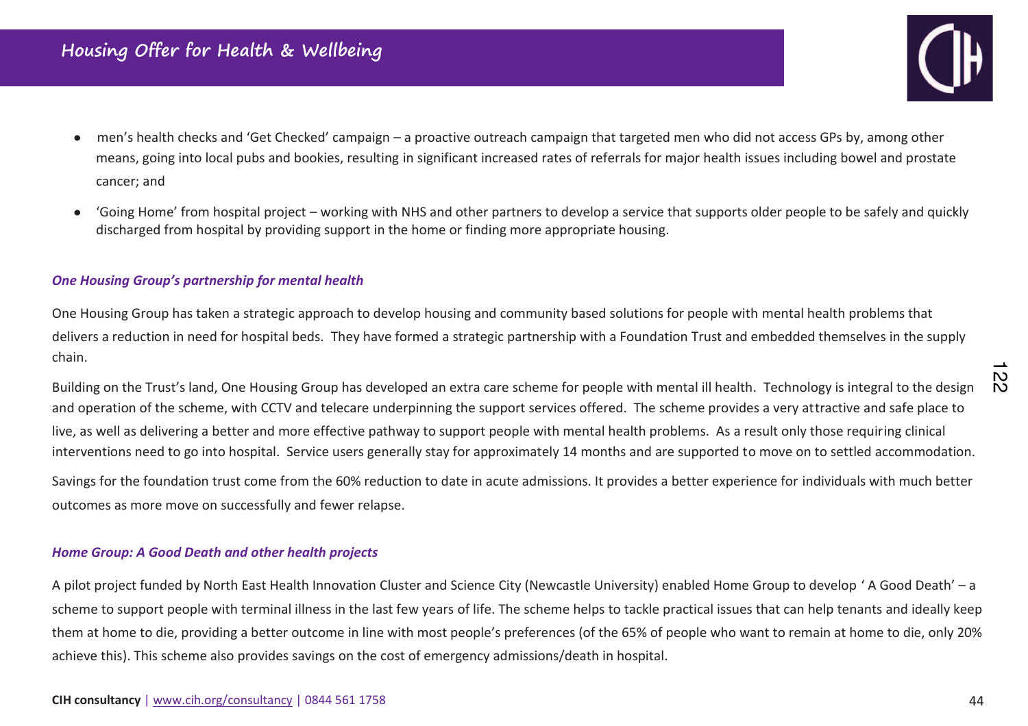- men's health checks and 'Get Checked' campaign – a proactive outreach campaign that targeted men who did not access GPs by, among other means, going into local pubs and bookies, resulting in significant increased rates of referrals for major health issues including bowel and prostate cancer; and
- 'Going Home' from hospital project – working with NHS and other partners to develop a service that supports older people to be safely and quickly discharged from hospital by providing support in the home or finding more appropriate housing.

***One Housing Group's partnership for mental health***

One Housing Group has taken a strategic approach to develop housing and community based solutions for people with mental health problems that delivers a reduction in need for hospital beds. They have formed a strategic partnership with a Foundation Trust and embedded themselves in the supply chain.

Building on the Trust's land, One Housing Group has developed an extra care scheme for people with mental ill health. Technology is integral to the design and operation of the scheme, with CCTV and telecare underpinning the support services offered. The scheme provides a very attractive and safe place to live, as well as delivering a better and more effective pathway to support people with mental health problems. As a result only those requiring clinical interventions need to go into hospital. Service users generally stay for approximately 14 months and are supported to move on to settled accommodation.

Savings for the foundation trust come from the 60% reduction to date in acute admissions. It provides a better experience for individuals with much better outcomes as more move on successfully and fewer relapse.

***Home Group: A Good Death and other health projects***

A pilot project funded by North East Health Innovation Cluster and Science City (Newcastle University) enabled Home Group to develop ' A Good Death' – a scheme to support people with terminal illness in the last few years of life. The scheme helps to tackle practical issues that can help tenants and ideally keep them at home to die, providing a better outcome in line with most people's preferences (of the 65% of people who want to remain at home to die, only 20% achieve this). This scheme also provides savings on the cost of emergency admissions/death in hospital.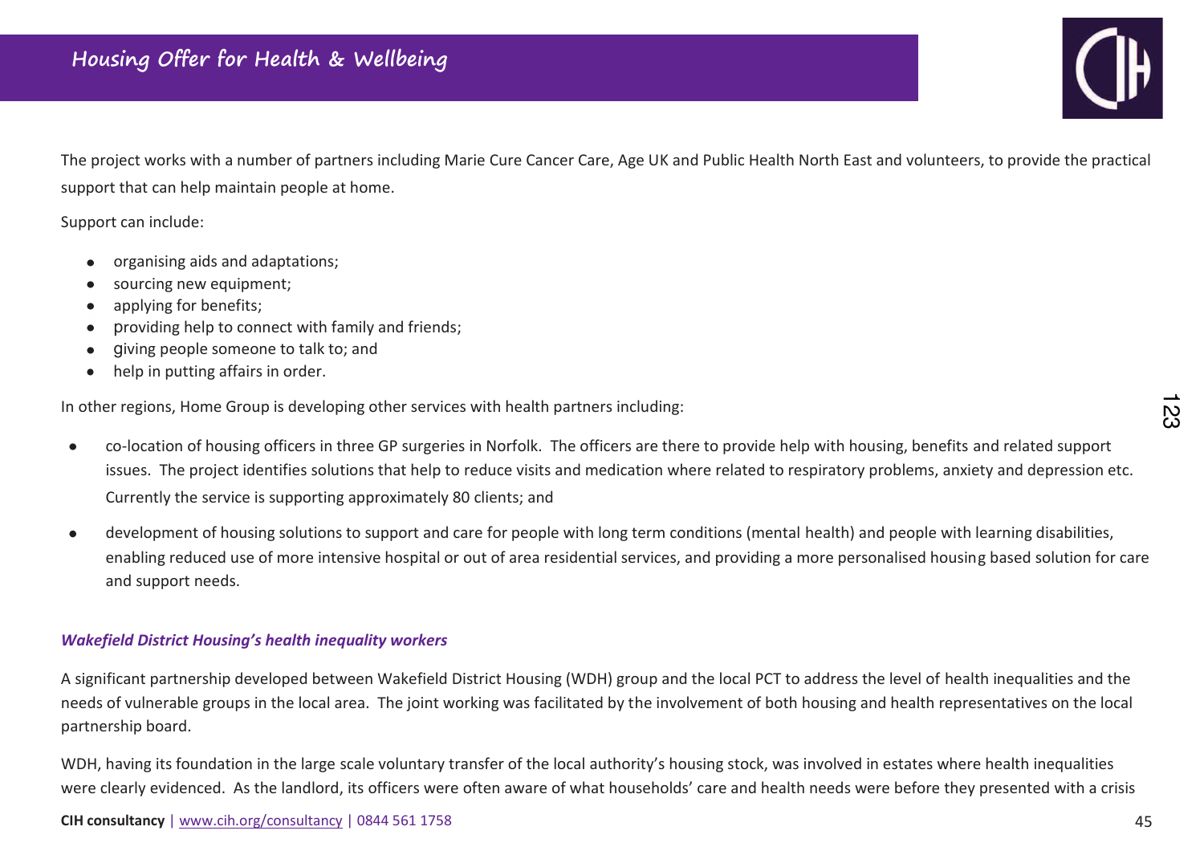The project works with a number of partners including Marie Cure Cancer Care, Age UK and Public Health North East and volunteers, to provide the practical support that can help maintain people at home.

Support can include:

- organising aids and adaptations;
- sourcing new equipment;
- applying for benefits;
- providing help to connect with family and friends;
- giving people someone to talk to; and
- help in putting affairs in order.

In other regions, Home Group is developing other services with health partners including:

- co-location of housing officers in three GP surgeries in Norfolk. The officers are there to provide help with housing, benefits and related support issues. The project identifies solutions that help to reduce visits and medication where related to respiratory problems, anxiety and depression etc. Currently the service is supporting approximately 80 clients; and
- development of housing solutions to support and care for people with long term conditions (mental health) and people with learning disabilities, enabling reduced use of more intensive hospital or out of area residential services, and providing a more personalised housing based solution for care and support needs.

***Wakefield District Housing's health inequality workers***

A significant partnership developed between Wakefield District Housing (WDH) group and the local PCT to address the level of health inequalities and the needs of vulnerable groups in the local area. The joint working was facilitated by the involvement of both housing and health representatives on the local partnership board.

WDH, having its foundation in the large scale voluntary transfer of the local authority's housing stock, was involved in estates where health inequalities were clearly evidenced. As the landlord, its officers were often aware of what households' care and health needs were before they presented with a crisis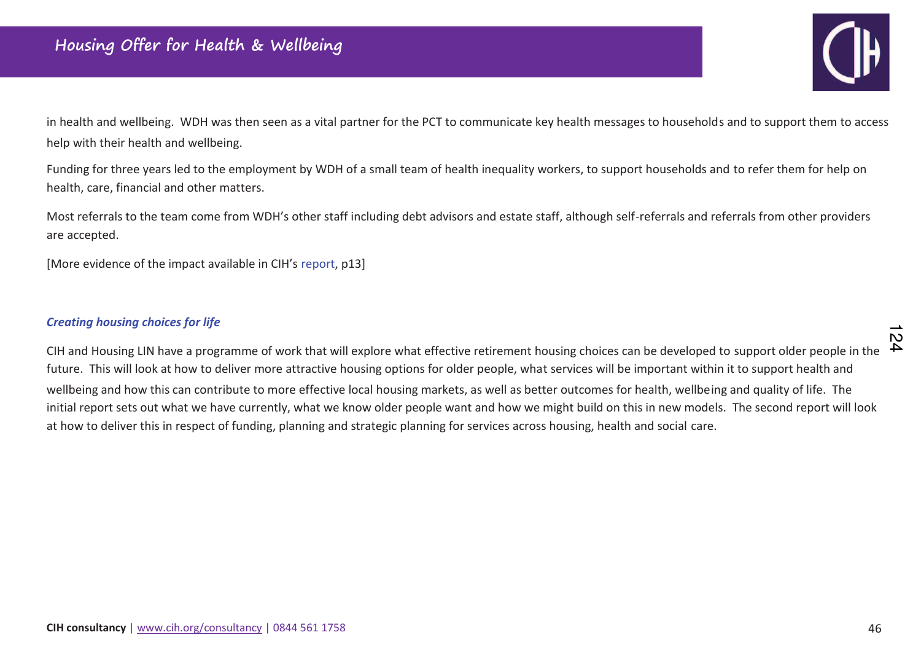in health and wellbeing. WDH was then seen as a vital partner for the PCT to communicate key health messages to households and to support them to access help with their health and wellbeing.

Funding for three years led to the employment by WDH of a small team of health inequality workers, to support households and to refer them for help on health, care, financial and other matters.

Most referrals to the team come from WDH's other staff including debt advisors and estate staff, although self-referrals and referrals from other providers are accepted.

[More evidence of the impact available in CIH's report, p13]

***Creating housing choices for life***

CIH and Housing LIN have a programme of work that will explore what effective retirement housing choices can be developed to support older people in the future. This will look at how to deliver more attractive housing options for older people, what services will be important within it to support health and wellbeing and how this can contribute to more effective local housing markets, as well as better outcomes for health, wellbeing and quality of life. The initial report sets out what we have currently, what we know older people want and how we might build on this in new models. The second report will look at how to deliver this in respect of funding, planning and strategic planning for services across housing, health and social care.